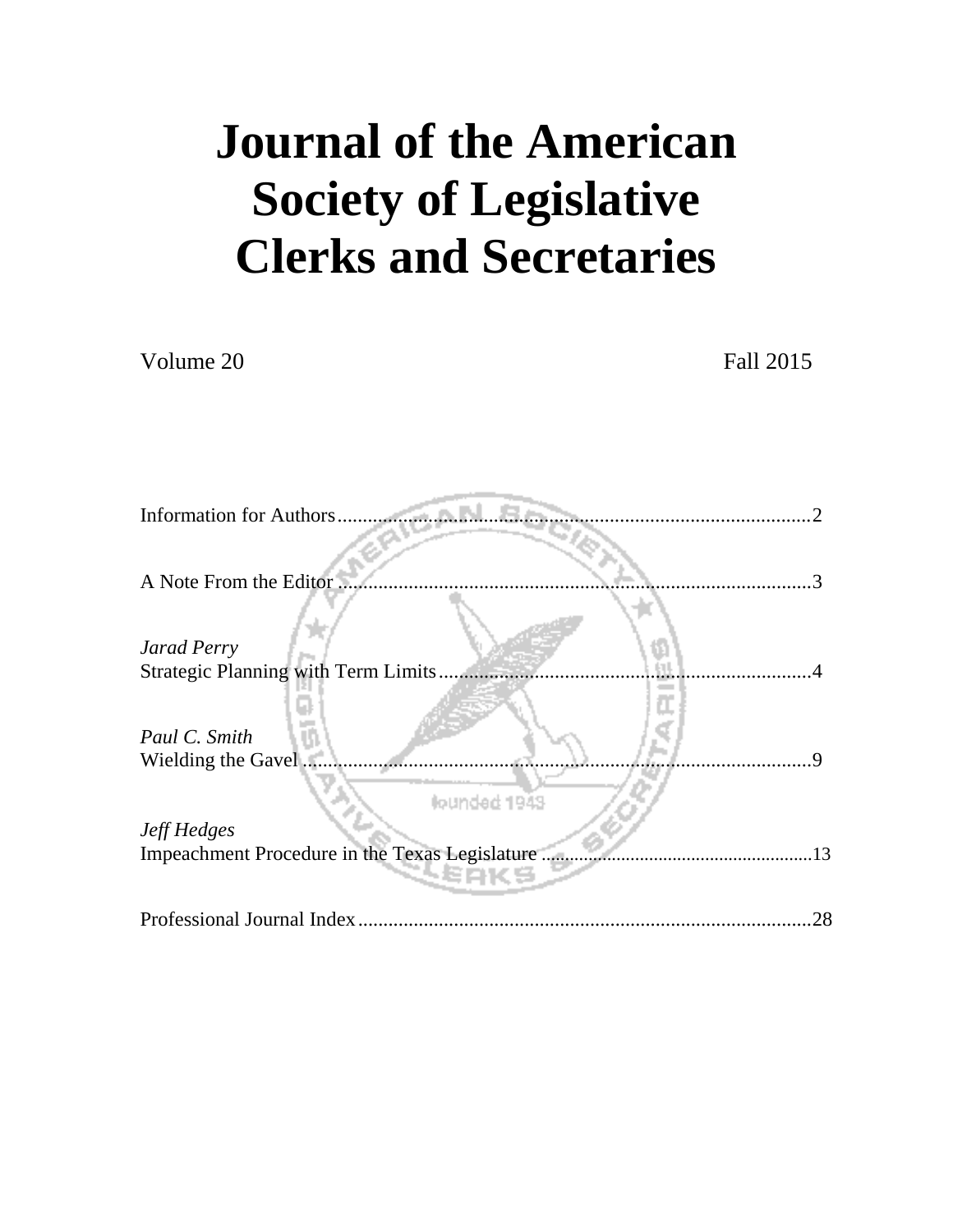# Journal of the American Society of Legislative Clerks and Secretaries

Volume 20 Fall 2015

Information for Authors ..........2

A Note From the Editor ..........3

*Jarad Perry*
Strategic Planning with Term Limits ..........4

*Paul C. Smith*
Wielding the Gavel ..........9

*Jeff Hedges*
Impeachment Procedure in the Texas Legislature ..........13

Professional Journal Index ..........28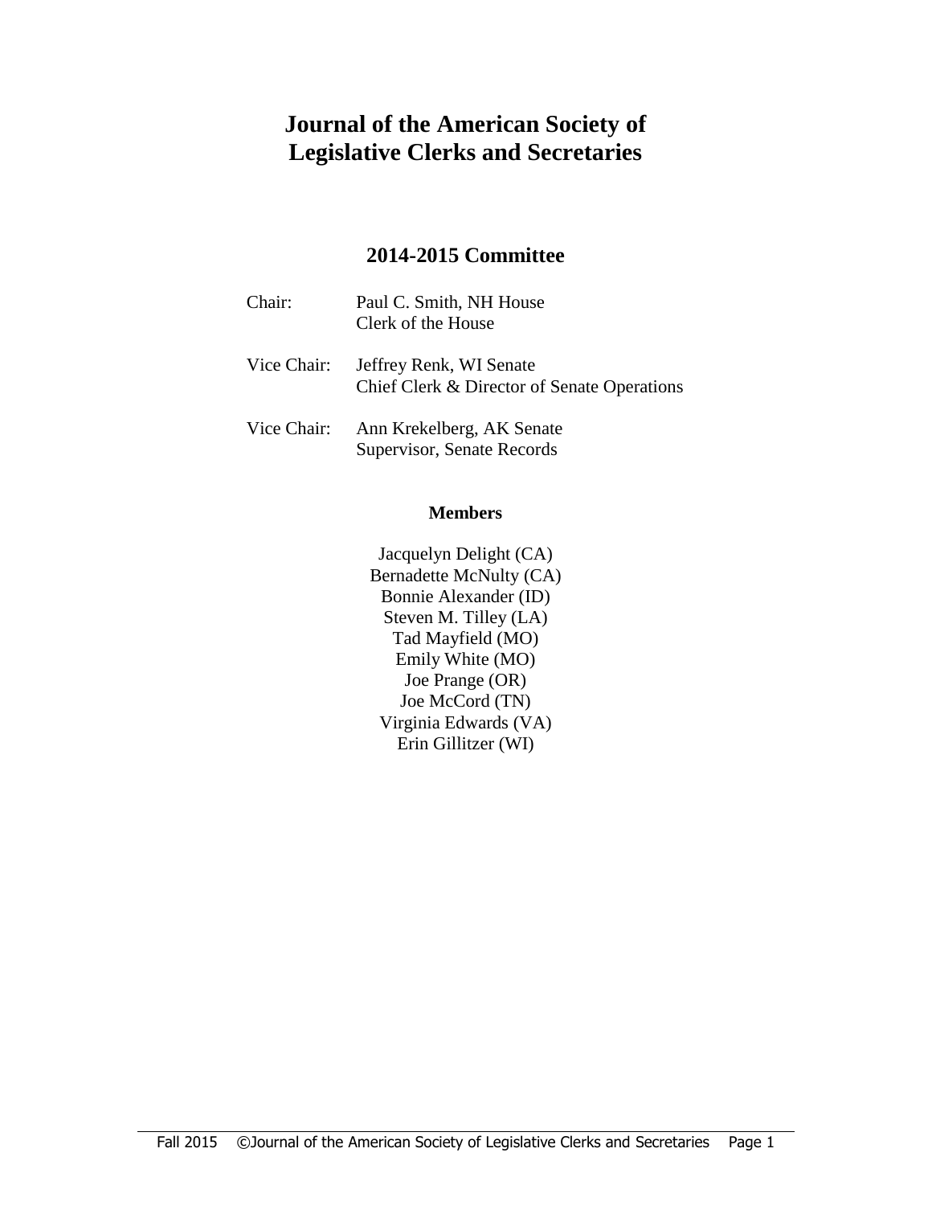# Journal of the American Society of Legislative Clerks and Secretaries

## 2014-2015 Committee

Chair: Paul C. Smith, NH House
Clerk of the House

Vice Chair: Jeffrey Renk, WI Senate
Chief Clerk & Director of Senate Operations

Vice Chair: Ann Krekelberg, AK Senate
Supervisor, Senate Records

### Members

Jacquelyn Delight (CA)
Bernadette McNulty (CA)
Bonnie Alexander (ID)
Steven M. Tilley (LA)
Tad Mayfield (MO)
Emily White (MO)
Joe Prange (OR)
Joe McCord (TN)
Virginia Edwards (VA)
Erin Gillitzer (WI)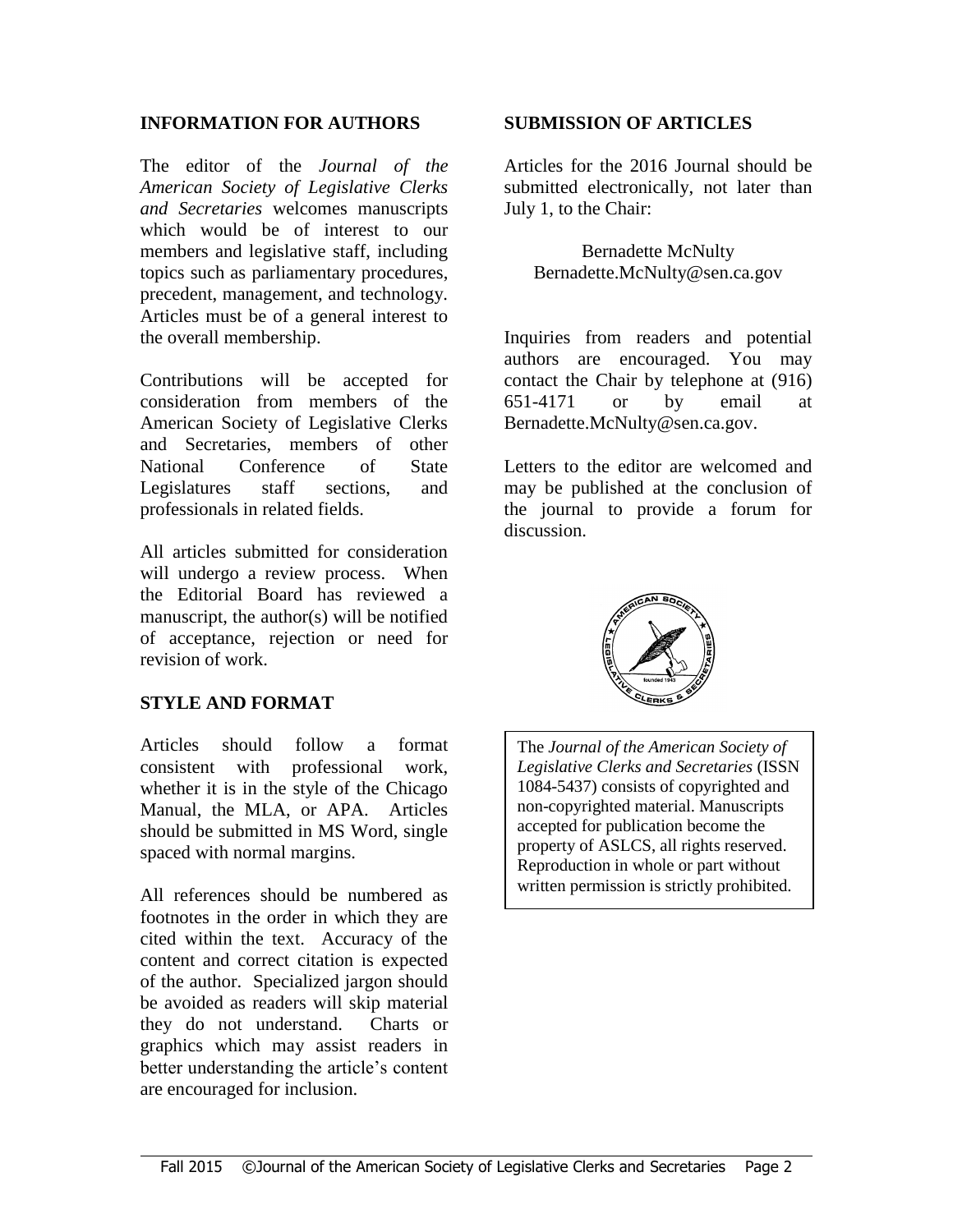## INFORMATION FOR AUTHORS

The editor of the *Journal of the American Society of Legislative Clerks and Secretaries* welcomes manuscripts which would be of interest to our members and legislative staff, including topics such as parliamentary procedures, precedent, management, and technology. Articles must be of a general interest to the overall membership.

Contributions will be accepted for consideration from members of the American Society of Legislative Clerks and Secretaries, members of other National Conference of State Legislatures staff sections, and professionals in related fields.

All articles submitted for consideration will undergo a review process. When the Editorial Board has reviewed a manuscript, the author(s) will be notified of acceptance, rejection or need for revision of work.

## STYLE AND FORMAT

Articles should follow a format consistent with professional work, whether it is in the style of the Chicago Manual, the MLA, or APA. Articles should be submitted in MS Word, single spaced with normal margins.

All references should be numbered as footnotes in the order in which they are cited within the text. Accuracy of the content and correct citation is expected of the author. Specialized jargon should be avoided as readers will skip material they do not understand. Charts or graphics which may assist readers in better understanding the article's content are encouraged for inclusion.

## SUBMISSION OF ARTICLES

Articles for the 2016 Journal should be submitted electronically, not later than July 1, to the Chair:

Bernadette McNulty
Bernadette.McNulty@sen.ca.gov

Inquiries from readers and potential authors are encouraged. You may contact the Chair by telephone at (916) 651-4171 or by email at Bernadette.McNulty@sen.ca.gov.

Letters to the editor are welcomed and may be published at the conclusion of the journal to provide a forum for discussion.

The *Journal of the American Society of Legislative Clerks and Secretaries* (ISSN 1084-5437) consists of copyrighted and non-copyrighted material. Manuscripts accepted for publication become the property of ASLCS, all rights reserved. Reproduction in whole or part without written permission is strictly prohibited.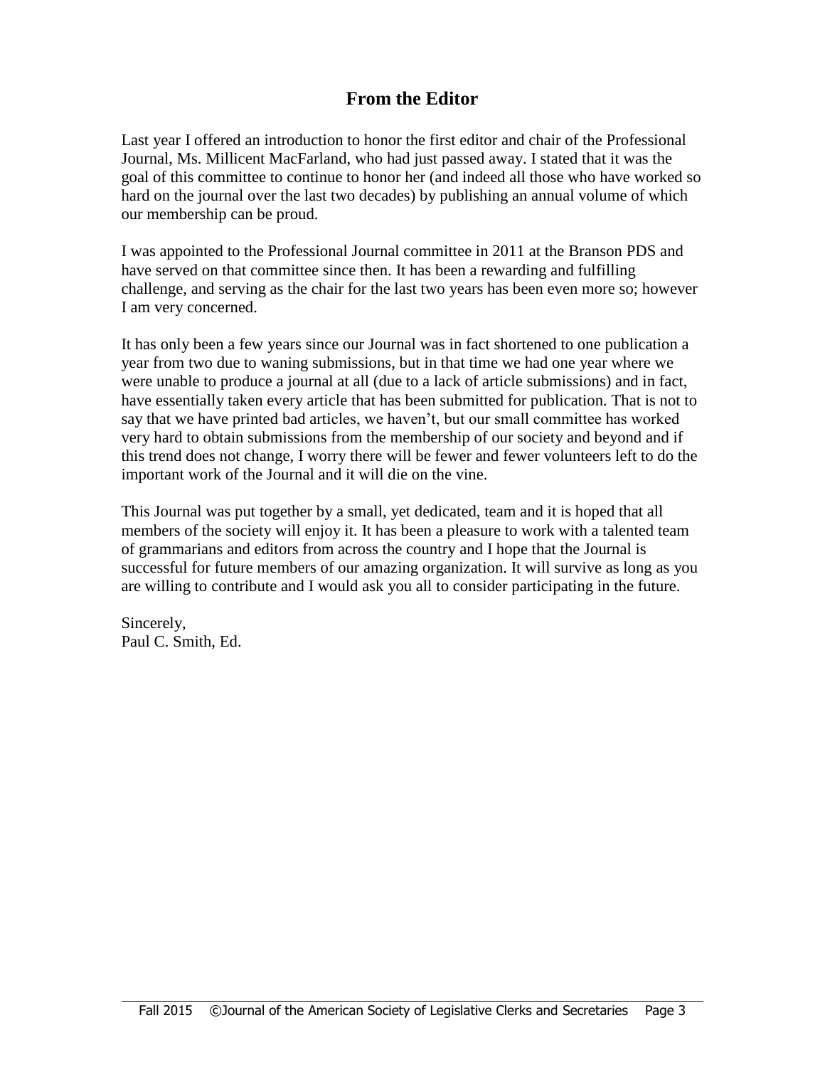## From the Editor

Last year I offered an introduction to honor the first editor and chair of the Professional Journal, Ms. Millicent MacFarland, who had just passed away. I stated that it was the goal of this committee to continue to honor her (and indeed all those who have worked so hard on the journal over the last two decades) by publishing an annual volume of which our membership can be proud.

I was appointed to the Professional Journal committee in 2011 at the Branson PDS and have served on that committee since then. It has been a rewarding and fulfilling challenge, and serving as the chair for the last two years has been even more so; however I am very concerned.

It has only been a few years since our Journal was in fact shortened to one publication a year from two due to waning submissions, but in that time we had one year where we were unable to produce a journal at all (due to a lack of article submissions) and in fact, have essentially taken every article that has been submitted for publication. That is not to say that we have printed bad articles, we haven't, but our small committee has worked very hard to obtain submissions from the membership of our society and beyond and if this trend does not change, I worry there will be fewer and fewer volunteers left to do the important work of the Journal and it will die on the vine.

This Journal was put together by a small, yet dedicated, team and it is hoped that all members of the society will enjoy it. It has been a pleasure to work with a talented team of grammarians and editors from across the country and I hope that the Journal is successful for future members of our amazing organization. It will survive as long as you are willing to contribute and I would ask you all to consider participating in the future.

Sincerely,
Paul C. Smith, Ed.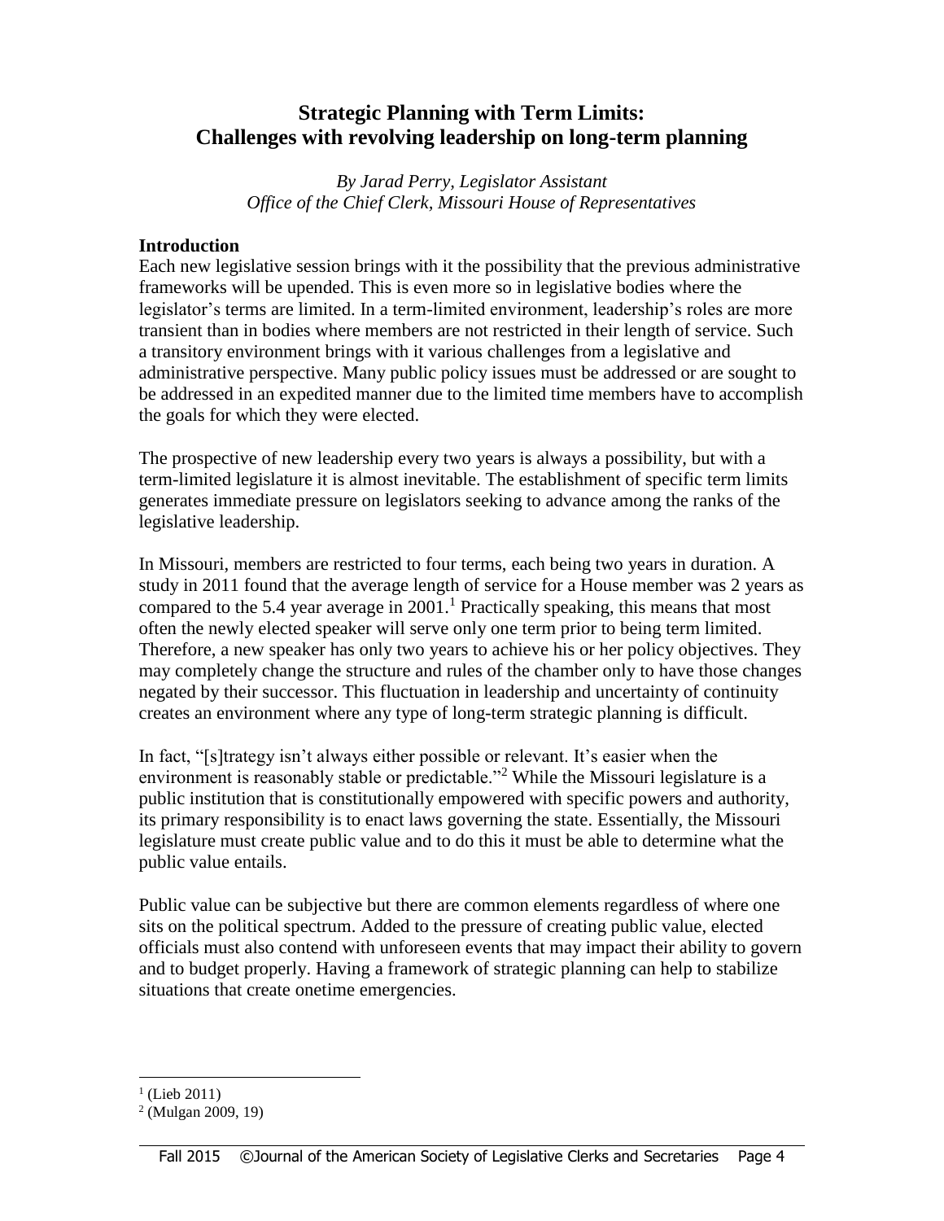## Strategic Planning with Term Limits: Challenges with revolving leadership on long-term planning

*By Jarad Perry, Legislator Assistant*
*Office of the Chief Clerk, Missouri House of Representatives*

### Introduction

Each new legislative session brings with it the possibility that the previous administrative frameworks will be upended. This is even more so in legislative bodies where the legislator's terms are limited. In a term-limited environment, leadership's roles are more transient than in bodies where members are not restricted in their length of service. Such a transitory environment brings with it various challenges from a legislative and administrative perspective. Many public policy issues must be addressed or are sought to be addressed in an expedited manner due to the limited time members have to accomplish the goals for which they were elected.

The prospective of new leadership every two years is always a possibility, but with a term-limited legislature it is almost inevitable. The establishment of specific term limits generates immediate pressure on legislators seeking to advance among the ranks of the legislative leadership.

In Missouri, members are restricted to four terms, each being two years in duration. A study in 2011 found that the average length of service for a House member was 2 years as compared to the 5.4 year average in 2001.[1] Practically speaking, this means that most often the newly elected speaker will serve only one term prior to being term limited. Therefore, a new speaker has only two years to achieve his or her policy objectives. They may completely change the structure and rules of the chamber only to have those changes negated by their successor. This fluctuation in leadership and uncertainty of continuity creates an environment where any type of long-term strategic planning is difficult.

In fact, "[s]trategy isn't always either possible or relevant. It's easier when the environment is reasonably stable or predictable."[2] While the Missouri legislature is a public institution that is constitutionally empowered with specific powers and authority, its primary responsibility is to enact laws governing the state. Essentially, the Missouri legislature must create public value and to do this it must be able to determine what the public value entails.

Public value can be subjective but there are common elements regardless of where one sits on the political spectrum. Added to the pressure of creating public value, elected officials must also contend with unforeseen events that may impact their ability to govern and to budget properly. Having a framework of strategic planning can help to stabilize situations that create onetime emergencies.

---

[1] (Lieb 2011)

[2] (Mulgan 2009, 19)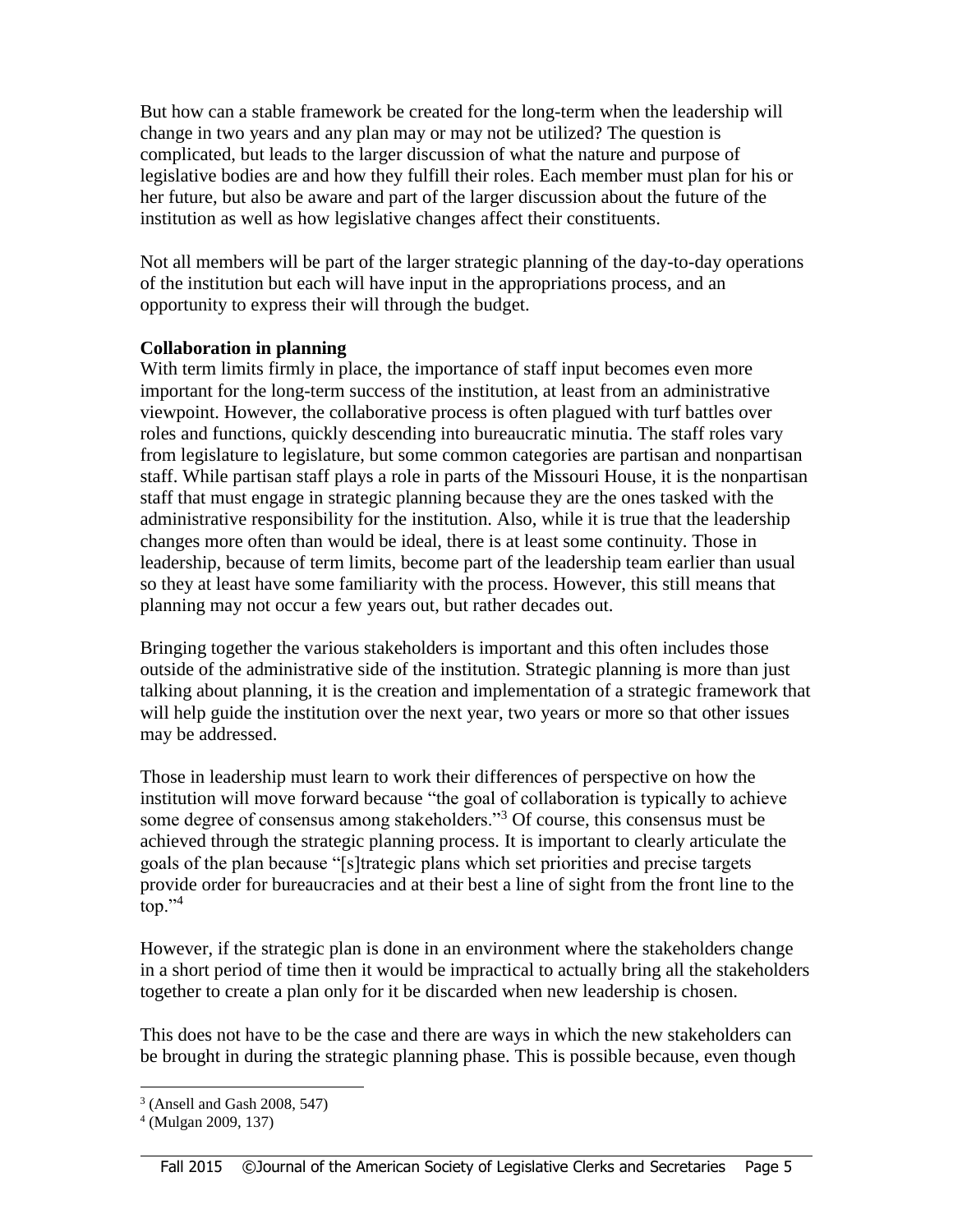But how can a stable framework be created for the long-term when the leadership will change in two years and any plan may or may not be utilized? The question is complicated, but leads to the larger discussion of what the nature and purpose of legislative bodies are and how they fulfill their roles. Each member must plan for his or her future, but also be aware and part of the larger discussion about the future of the institution as well as how legislative changes affect their constituents.

Not all members will be part of the larger strategic planning of the day-to-day operations of the institution but each will have input in the appropriations process, and an opportunity to express their will through the budget.

**Collaboration in planning**

With term limits firmly in place, the importance of staff input becomes even more important for the long-term success of the institution, at least from an administrative viewpoint. However, the collaborative process is often plagued with turf battles over roles and functions, quickly descending into bureaucratic minutia. The staff roles vary from legislature to legislature, but some common categories are partisan and nonpartisan staff. While partisan staff plays a role in parts of the Missouri House, it is the nonpartisan staff that must engage in strategic planning because they are the ones tasked with the administrative responsibility for the institution. Also, while it is true that the leadership changes more often than would be ideal, there is at least some continuity. Those in leadership, because of term limits, become part of the leadership team earlier than usual so they at least have some familiarity with the process. However, this still means that planning may not occur a few years out, but rather decades out.

Bringing together the various stakeholders is important and this often includes those outside of the administrative side of the institution. Strategic planning is more than just talking about planning, it is the creation and implementation of a strategic framework that will help guide the institution over the next year, two years or more so that other issues may be addressed.

Those in leadership must learn to work their differences of perspective on how the institution will move forward because "the goal of collaboration is typically to achieve some degree of consensus among stakeholders."[3] Of course, this consensus must be achieved through the strategic planning process. It is important to clearly articulate the goals of the plan because "[s]trategic plans which set priorities and precise targets provide order for bureaucracies and at their best a line of sight from the front line to the top."[4]

However, if the strategic plan is done in an environment where the stakeholders change in a short period of time then it would be impractical to actually bring all the stakeholders together to create a plan only for it be discarded when new leadership is chosen.

This does not have to be the case and there are ways in which the new stakeholders can be brought in during the strategic planning phase. This is possible because, even though

[3] (Ansell and Gash 2008, 547)

[4] (Mulgan 2009, 137)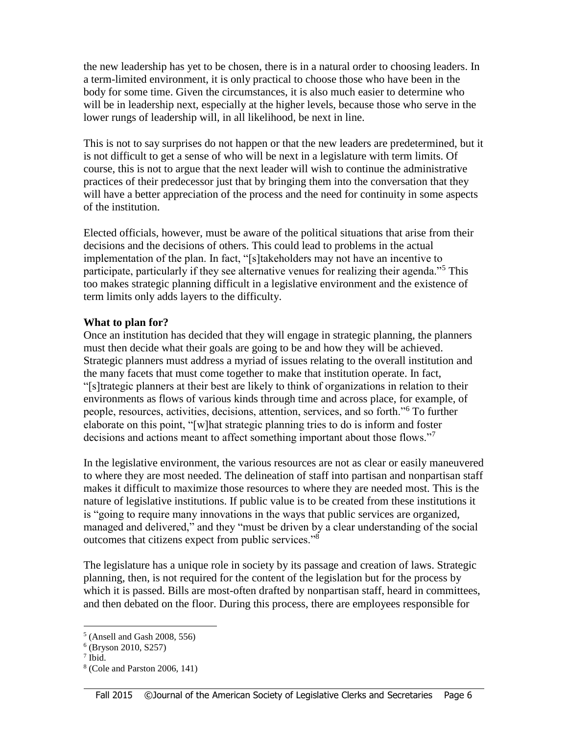the new leadership has yet to be chosen, there is in a natural order to choosing leaders. In a term-limited environment, it is only practical to choose those who have been in the body for some time. Given the circumstances, it is also much easier to determine who will be in leadership next, especially at the higher levels, because those who serve in the lower rungs of leadership will, in all likelihood, be next in line.

This is not to say surprises do not happen or that the new leaders are predetermined, but it is not difficult to get a sense of who will be next in a legislature with term limits. Of course, this is not to argue that the next leader will wish to continue the administrative practices of their predecessor just that by bringing them into the conversation that they will have a better appreciation of the process and the need for continuity in some aspects of the institution.

Elected officials, however, must be aware of the political situations that arise from their decisions and the decisions of others. This could lead to problems in the actual implementation of the plan. In fact, "[s]takeholders may not have an incentive to participate, particularly if they see alternative venues for realizing their agenda."[5] This too makes strategic planning difficult in a legislative environment and the existence of term limits only adds layers to the difficulty.

**What to plan for?**

Once an institution has decided that they will engage in strategic planning, the planners must then decide what their goals are going to be and how they will be achieved. Strategic planners must address a myriad of issues relating to the overall institution and the many facets that must come together to make that institution operate. In fact, "[s]trategic planners at their best are likely to think of organizations in relation to their environments as flows of various kinds through time and across place, for example, of people, resources, activities, decisions, attention, services, and so forth."[6] To further elaborate on this point, "[w]hat strategic planning tries to do is inform and foster decisions and actions meant to affect something important about those flows."[7]

In the legislative environment, the various resources are not as clear or easily maneuvered to where they are most needed. The delineation of staff into partisan and nonpartisan staff makes it difficult to maximize those resources to where they are needed most. This is the nature of legislative institutions. If public value is to be created from these institutions it is "going to require many innovations in the ways that public services are organized, managed and delivered," and they "must be driven by a clear understanding of the social outcomes that citizens expect from public services."[8]

The legislature has a unique role in society by its passage and creation of laws. Strategic planning, then, is not required for the content of the legislation but for the process by which it is passed. Bills are most-often drafted by nonpartisan staff, heard in committees, and then debated on the floor. During this process, there are employees responsible for

---

[5] (Ansell and Gash 2008, 556)

[6] (Bryson 2010, S257)

[7] Ibid.

[8] (Cole and Parston 2006, 141)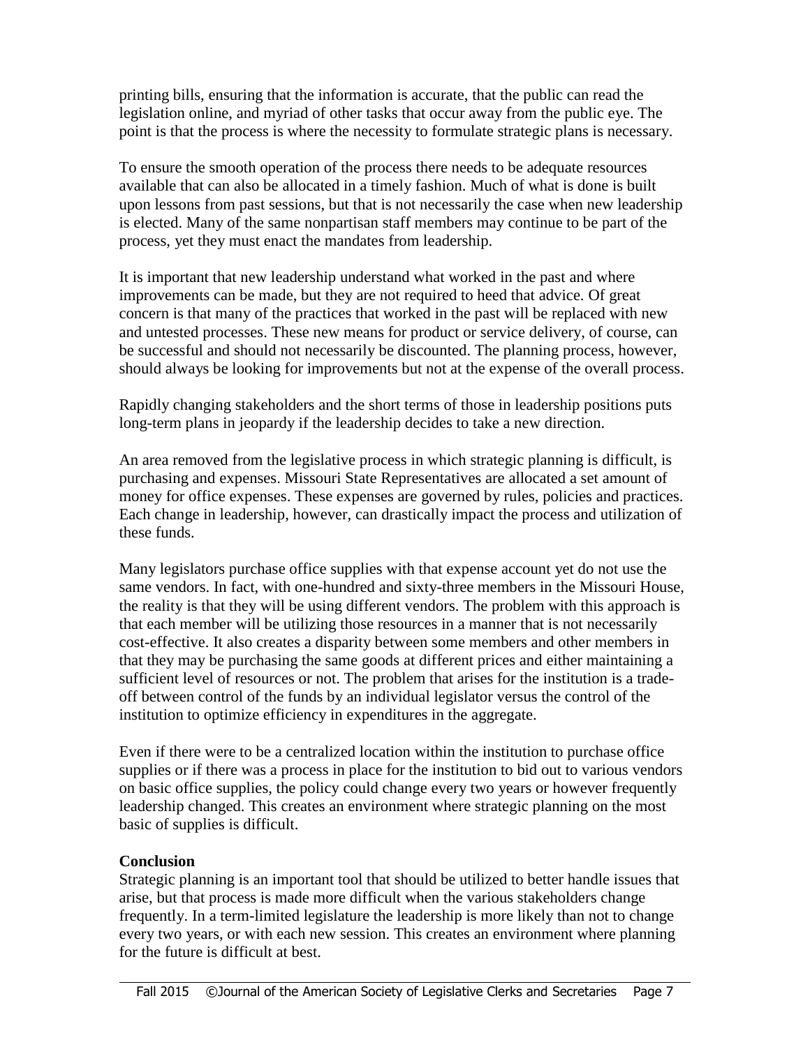printing bills, ensuring that the information is accurate, that the public can read the legislation online, and myriad of other tasks that occur away from the public eye. The point is that the process is where the necessity to formulate strategic plans is necessary.

To ensure the smooth operation of the process there needs to be adequate resources available that can also be allocated in a timely fashion. Much of what is done is built upon lessons from past sessions, but that is not necessarily the case when new leadership is elected. Many of the same nonpartisan staff members may continue to be part of the process, yet they must enact the mandates from leadership.

It is important that new leadership understand what worked in the past and where improvements can be made, but they are not required to heed that advice. Of great concern is that many of the practices that worked in the past will be replaced with new and untested processes. These new means for product or service delivery, of course, can be successful and should not necessarily be discounted. The planning process, however, should always be looking for improvements but not at the expense of the overall process.

Rapidly changing stakeholders and the short terms of those in leadership positions puts long-term plans in jeopardy if the leadership decides to take a new direction.

An area removed from the legislative process in which strategic planning is difficult, is purchasing and expenses. Missouri State Representatives are allocated a set amount of money for office expenses. These expenses are governed by rules, policies and practices. Each change in leadership, however, can drastically impact the process and utilization of these funds.

Many legislators purchase office supplies with that expense account yet do not use the same vendors. In fact, with one-hundred and sixty-three members in the Missouri House, the reality is that they will be using different vendors. The problem with this approach is that each member will be utilizing those resources in a manner that is not necessarily cost-effective. It also creates a disparity between some members and other members in that they may be purchasing the same goods at different prices and either maintaining a sufficient level of resources or not. The problem that arises for the institution is a trade-off between control of the funds by an individual legislator versus the control of the institution to optimize efficiency in expenditures in the aggregate.

Even if there were to be a centralized location within the institution to purchase office supplies or if there was a process in place for the institution to bid out to various vendors on basic office supplies, the policy could change every two years or however frequently leadership changed. This creates an environment where strategic planning on the most basic of supplies is difficult.

**Conclusion**

Strategic planning is an important tool that should be utilized to better handle issues that arise, but that process is made more difficult when the various stakeholders change frequently. In a term-limited legislature the leadership is more likely than not to change every two years, or with each new session. This creates an environment where planning for the future is difficult at best.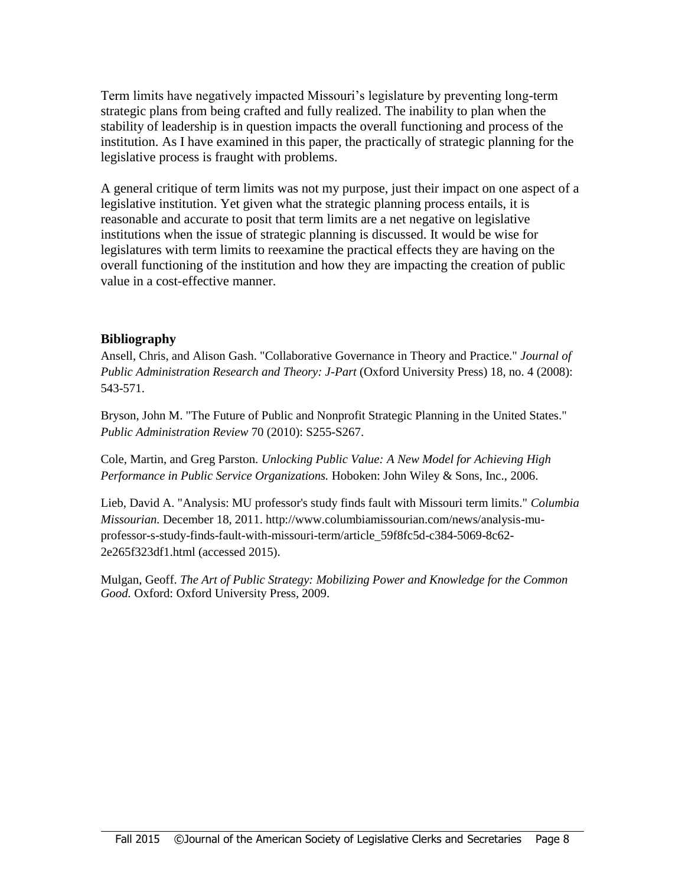Term limits have negatively impacted Missouri's legislature by preventing long-term strategic plans from being crafted and fully realized. The inability to plan when the stability of leadership is in question impacts the overall functioning and process of the institution. As I have examined in this paper, the practically of strategic planning for the legislative process is fraught with problems.

A general critique of term limits was not my purpose, just their impact on one aspect of a legislative institution. Yet given what the strategic planning process entails, it is reasonable and accurate to posit that term limits are a net negative on legislative institutions when the issue of strategic planning is discussed. It would be wise for legislatures with term limits to reexamine the practical effects they are having on the overall functioning of the institution and how they are impacting the creation of public value in a cost-effective manner.

## Bibliography

Ansell, Chris, and Alison Gash. "Collaborative Governance in Theory and Practice." *Journal of Public Administration Research and Theory: J-Part* (Oxford University Press) 18, no. 4 (2008): 543-571.

Bryson, John M. "The Future of Public and Nonprofit Strategic Planning in the United States." *Public Administration Review* 70 (2010): S255-S267.

Cole, Martin, and Greg Parston. *Unlocking Public Value: A New Model for Achieving High Performance in Public Service Organizations.* Hoboken: John Wiley & Sons, Inc., 2006.

Lieb, David A. "Analysis: MU professor's study finds fault with Missouri term limits." *Columbia Missourian.* December 18, 2011. http://www.columbiamissourian.com/news/analysis-mu-professor-s-study-finds-fault-with-missouri-term/article_59f8fc5d-c384-5069-8c62-2e265f323df1.html (accessed 2015).

Mulgan, Geoff. *The Art of Public Strategy: Mobilizing Power and Knowledge for the Common Good.* Oxford: Oxford University Press, 2009.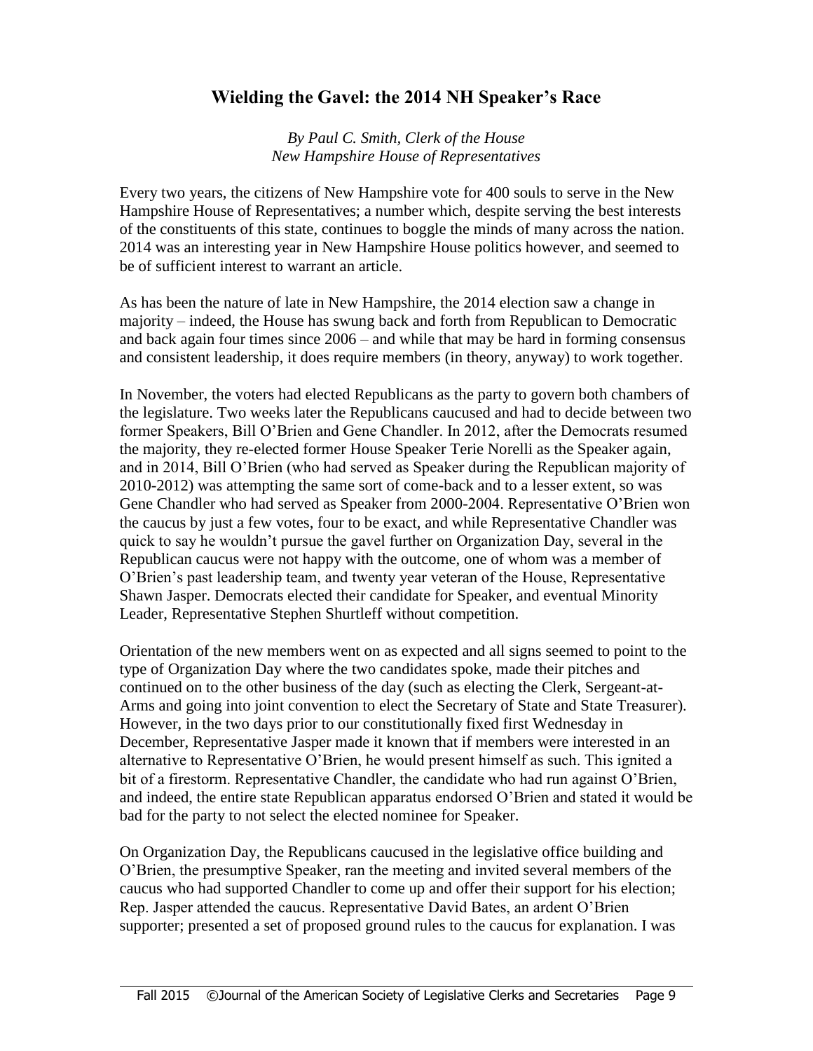## Wielding the Gavel: the 2014 NH Speaker's Race

*By Paul C. Smith, Clerk of the House*
*New Hampshire House of Representatives*

Every two years, the citizens of New Hampshire vote for 400 souls to serve in the New Hampshire House of Representatives; a number which, despite serving the best interests of the constituents of this state, continues to boggle the minds of many across the nation. 2014 was an interesting year in New Hampshire House politics however, and seemed to be of sufficient interest to warrant an article.

As has been the nature of late in New Hampshire, the 2014 election saw a change in majority – indeed, the House has swung back and forth from Republican to Democratic and back again four times since 2006 – and while that may be hard in forming consensus and consistent leadership, it does require members (in theory, anyway) to work together.

In November, the voters had elected Republicans as the party to govern both chambers of the legislature. Two weeks later the Republicans caucused and had to decide between two former Speakers, Bill O'Brien and Gene Chandler. In 2012, after the Democrats resumed the majority, they re-elected former House Speaker Terie Norelli as the Speaker again, and in 2014, Bill O'Brien (who had served as Speaker during the Republican majority of 2010-2012) was attempting the same sort of come-back and to a lesser extent, so was Gene Chandler who had served as Speaker from 2000-2004. Representative O'Brien won the caucus by just a few votes, four to be exact, and while Representative Chandler was quick to say he wouldn't pursue the gavel further on Organization Day, several in the Republican caucus were not happy with the outcome, one of whom was a member of O'Brien's past leadership team, and twenty year veteran of the House, Representative Shawn Jasper. Democrats elected their candidate for Speaker, and eventual Minority Leader, Representative Stephen Shurtleff without competition.

Orientation of the new members went on as expected and all signs seemed to point to the type of Organization Day where the two candidates spoke, made their pitches and continued on to the other business of the day (such as electing the Clerk, Sergeant-at-Arms and going into joint convention to elect the Secretary of State and State Treasurer). However, in the two days prior to our constitutionally fixed first Wednesday in December, Representative Jasper made it known that if members were interested in an alternative to Representative O'Brien, he would present himself as such. This ignited a bit of a firestorm. Representative Chandler, the candidate who had run against O'Brien, and indeed, the entire state Republican apparatus endorsed O'Brien and stated it would be bad for the party to not select the elected nominee for Speaker.

On Organization Day, the Republicans caucused in the legislative office building and O'Brien, the presumptive Speaker, ran the meeting and invited several members of the caucus who had supported Chandler to come up and offer their support for his election; Rep. Jasper attended the caucus. Representative David Bates, an ardent O'Brien supporter; presented a set of proposed ground rules to the caucus for explanation. I was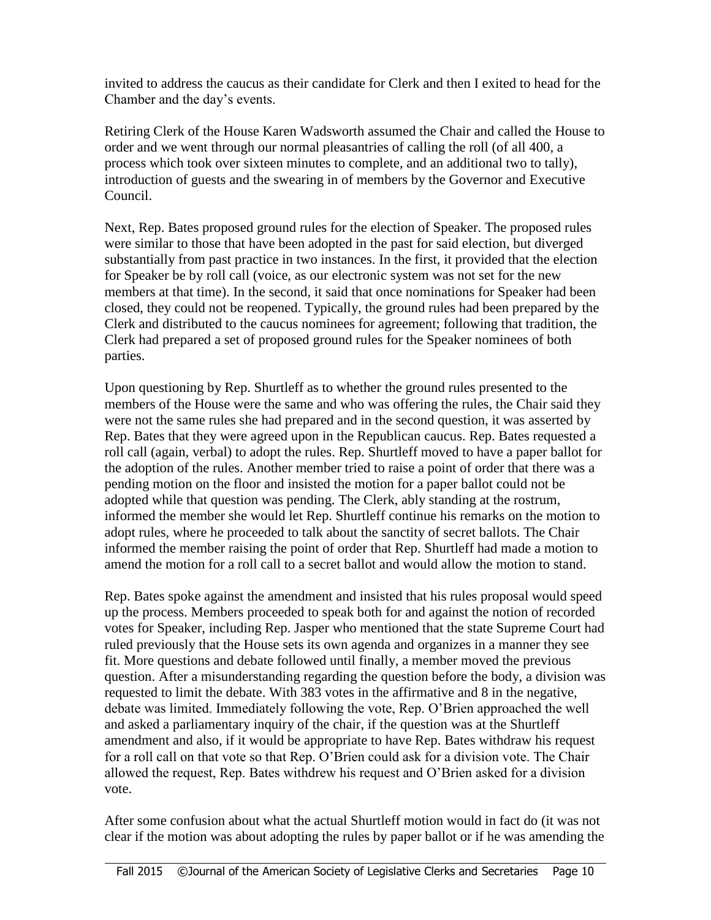invited to address the caucus as their candidate for Clerk and then I exited to head for the Chamber and the day's events.

Retiring Clerk of the House Karen Wadsworth assumed the Chair and called the House to order and we went through our normal pleasantries of calling the roll (of all 400, a process which took over sixteen minutes to complete, and an additional two to tally), introduction of guests and the swearing in of members by the Governor and Executive Council.

Next, Rep. Bates proposed ground rules for the election of Speaker. The proposed rules were similar to those that have been adopted in the past for said election, but diverged substantially from past practice in two instances. In the first, it provided that the election for Speaker be by roll call (voice, as our electronic system was not set for the new members at that time). In the second, it said that once nominations for Speaker had been closed, they could not be reopened. Typically, the ground rules had been prepared by the Clerk and distributed to the caucus nominees for agreement; following that tradition, the Clerk had prepared a set of proposed ground rules for the Speaker nominees of both parties.

Upon questioning by Rep. Shurtleff as to whether the ground rules presented to the members of the House were the same and who was offering the rules, the Chair said they were not the same rules she had prepared and in the second question, it was asserted by Rep. Bates that they were agreed upon in the Republican caucus. Rep. Bates requested a roll call (again, verbal) to adopt the rules. Rep. Shurtleff moved to have a paper ballot for the adoption of the rules. Another member tried to raise a point of order that there was a pending motion on the floor and insisted the motion for a paper ballot could not be adopted while that question was pending. The Clerk, ably standing at the rostrum, informed the member she would let Rep. Shurtleff continue his remarks on the motion to adopt rules, where he proceeded to talk about the sanctity of secret ballots. The Chair informed the member raising the point of order that Rep. Shurtleff had made a motion to amend the motion for a roll call to a secret ballot and would allow the motion to stand.

Rep. Bates spoke against the amendment and insisted that his rules proposal would speed up the process. Members proceeded to speak both for and against the notion of recorded votes for Speaker, including Rep. Jasper who mentioned that the state Supreme Court had ruled previously that the House sets its own agenda and organizes in a manner they see fit. More questions and debate followed until finally, a member moved the previous question. After a misunderstanding regarding the question before the body, a division was requested to limit the debate. With 383 votes in the affirmative and 8 in the negative, debate was limited. Immediately following the vote, Rep. O'Brien approached the well and asked a parliamentary inquiry of the chair, if the question was at the Shurtleff amendment and also, if it would be appropriate to have Rep. Bates withdraw his request for a roll call on that vote so that Rep. O'Brien could ask for a division vote. The Chair allowed the request, Rep. Bates withdrew his request and O'Brien asked for a division vote.

After some confusion about what the actual Shurtleff motion would in fact do (it was not clear if the motion was about adopting the rules by paper ballot or if he was amending the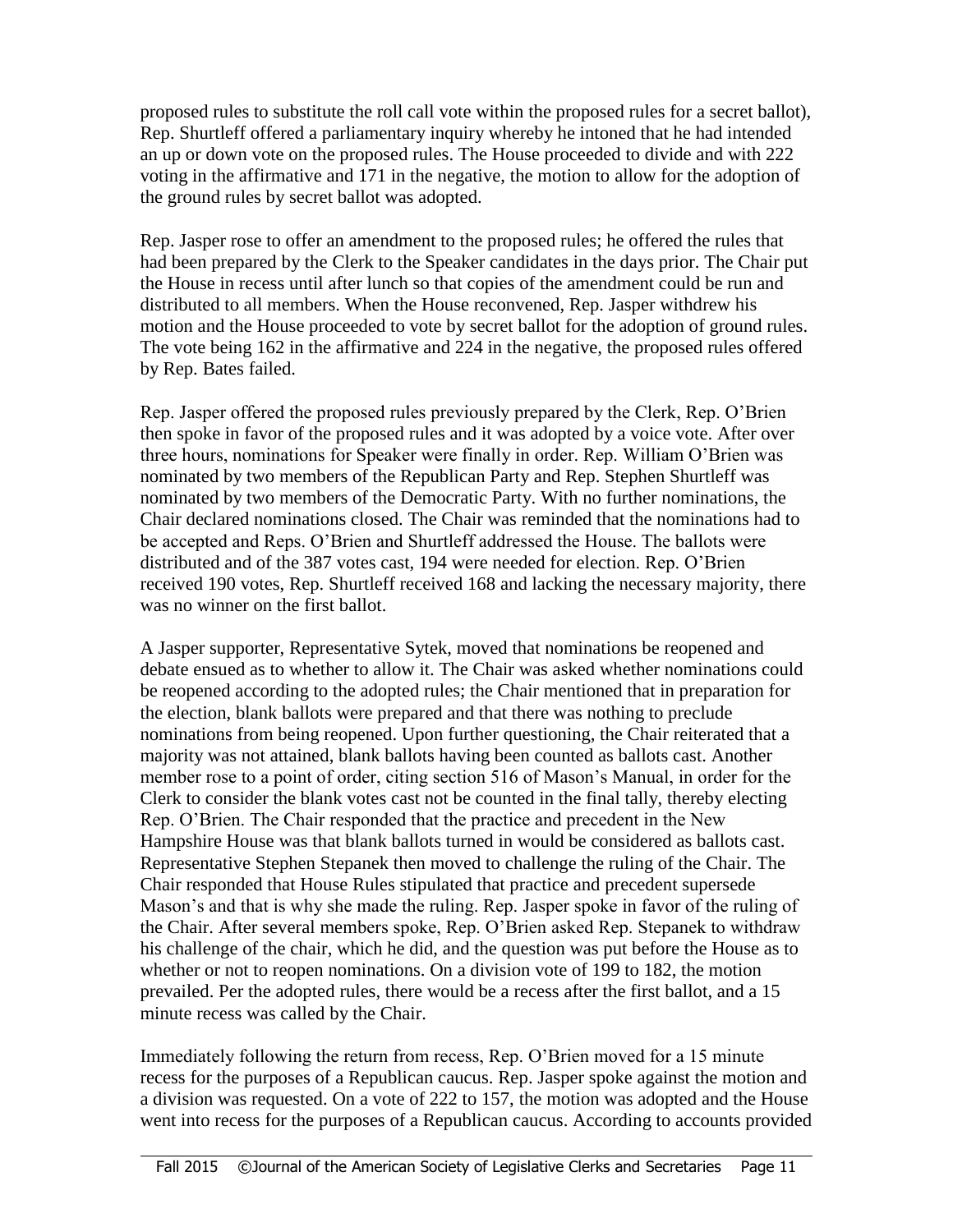proposed rules to substitute the roll call vote within the proposed rules for a secret ballot), Rep. Shurtleff offered a parliamentary inquiry whereby he intoned that he had intended an up or down vote on the proposed rules. The House proceeded to divide and with 222 voting in the affirmative and 171 in the negative, the motion to allow for the adoption of the ground rules by secret ballot was adopted.

Rep. Jasper rose to offer an amendment to the proposed rules; he offered the rules that had been prepared by the Clerk to the Speaker candidates in the days prior. The Chair put the House in recess until after lunch so that copies of the amendment could be run and distributed to all members. When the House reconvened, Rep. Jasper withdrew his motion and the House proceeded to vote by secret ballot for the adoption of ground rules. The vote being 162 in the affirmative and 224 in the negative, the proposed rules offered by Rep. Bates failed.

Rep. Jasper offered the proposed rules previously prepared by the Clerk, Rep. O'Brien then spoke in favor of the proposed rules and it was adopted by a voice vote. After over three hours, nominations for Speaker were finally in order. Rep. William O'Brien was nominated by two members of the Republican Party and Rep. Stephen Shurtleff was nominated by two members of the Democratic Party. With no further nominations, the Chair declared nominations closed. The Chair was reminded that the nominations had to be accepted and Reps. O'Brien and Shurtleff addressed the House. The ballots were distributed and of the 387 votes cast, 194 were needed for election. Rep. O'Brien received 190 votes, Rep. Shurtleff received 168 and lacking the necessary majority, there was no winner on the first ballot.

A Jasper supporter, Representative Sytek, moved that nominations be reopened and debate ensued as to whether to allow it. The Chair was asked whether nominations could be reopened according to the adopted rules; the Chair mentioned that in preparation for the election, blank ballots were prepared and that there was nothing to preclude nominations from being reopened. Upon further questioning, the Chair reiterated that a majority was not attained, blank ballots having been counted as ballots cast. Another member rose to a point of order, citing section 516 of Mason's Manual, in order for the Clerk to consider the blank votes cast not be counted in the final tally, thereby electing Rep. O'Brien. The Chair responded that the practice and precedent in the New Hampshire House was that blank ballots turned in would be considered as ballots cast. Representative Stephen Stepanek then moved to challenge the ruling of the Chair. The Chair responded that House Rules stipulated that practice and precedent supersede Mason's and that is why she made the ruling. Rep. Jasper spoke in favor of the ruling of the Chair. After several members spoke, Rep. O'Brien asked Rep. Stepanek to withdraw his challenge of the chair, which he did, and the question was put before the House as to whether or not to reopen nominations. On a division vote of 199 to 182, the motion prevailed. Per the adopted rules, there would be a recess after the first ballot, and a 15 minute recess was called by the Chair.

Immediately following the return from recess, Rep. O'Brien moved for a 15 minute recess for the purposes of a Republican caucus. Rep. Jasper spoke against the motion and a division was requested. On a vote of 222 to 157, the motion was adopted and the House went into recess for the purposes of a Republican caucus. According to accounts provided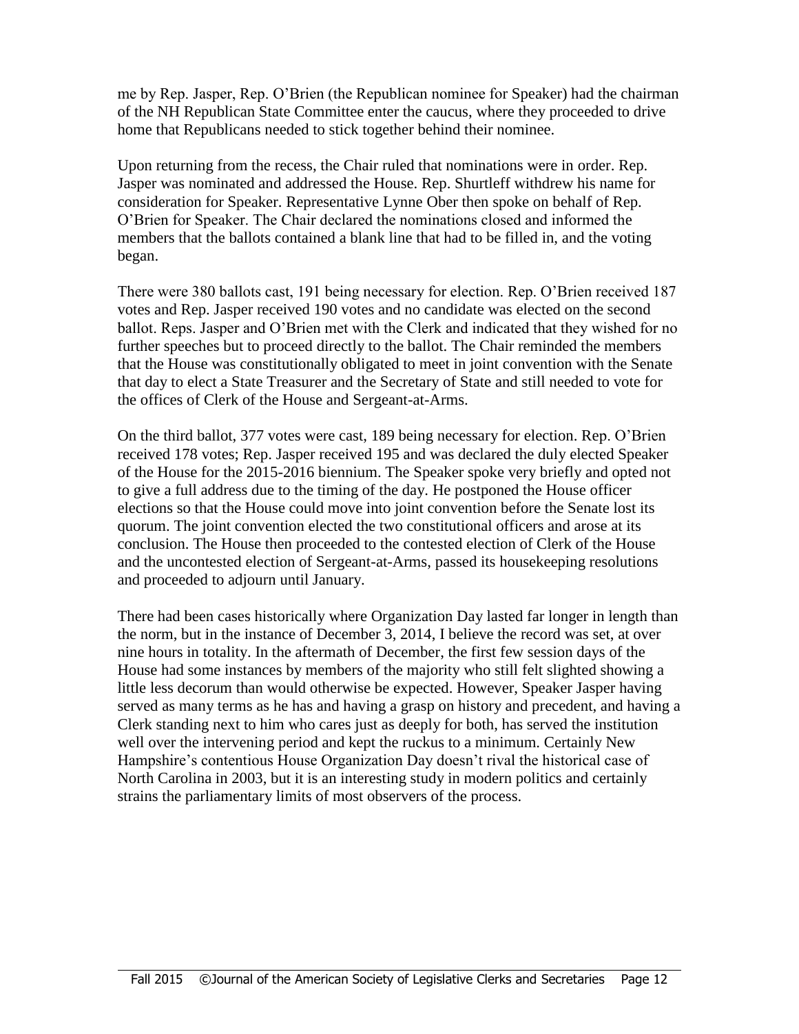me by Rep. Jasper, Rep. O'Brien (the Republican nominee for Speaker) had the chairman of the NH Republican State Committee enter the caucus, where they proceeded to drive home that Republicans needed to stick together behind their nominee.

Upon returning from the recess, the Chair ruled that nominations were in order. Rep. Jasper was nominated and addressed the House. Rep. Shurtleff withdrew his name for consideration for Speaker. Representative Lynne Ober then spoke on behalf of Rep. O'Brien for Speaker. The Chair declared the nominations closed and informed the members that the ballots contained a blank line that had to be filled in, and the voting began.

There were 380 ballots cast, 191 being necessary for election. Rep. O'Brien received 187 votes and Rep. Jasper received 190 votes and no candidate was elected on the second ballot. Reps. Jasper and O'Brien met with the Clerk and indicated that they wished for no further speeches but to proceed directly to the ballot. The Chair reminded the members that the House was constitutionally obligated to meet in joint convention with the Senate that day to elect a State Treasurer and the Secretary of State and still needed to vote for the offices of Clerk of the House and Sergeant-at-Arms.

On the third ballot, 377 votes were cast, 189 being necessary for election. Rep. O'Brien received 178 votes; Rep. Jasper received 195 and was declared the duly elected Speaker of the House for the 2015-2016 biennium. The Speaker spoke very briefly and opted not to give a full address due to the timing of the day. He postponed the House officer elections so that the House could move into joint convention before the Senate lost its quorum. The joint convention elected the two constitutional officers and arose at its conclusion. The House then proceeded to the contested election of Clerk of the House and the uncontested election of Sergeant-at-Arms, passed its housekeeping resolutions and proceeded to adjourn until January.

There had been cases historically where Organization Day lasted far longer in length than the norm, but in the instance of December 3, 2014, I believe the record was set, at over nine hours in totality. In the aftermath of December, the first few session days of the House had some instances by members of the majority who still felt slighted showing a little less decorum than would otherwise be expected. However, Speaker Jasper having served as many terms as he has and having a grasp on history and precedent, and having a Clerk standing next to him who cares just as deeply for both, has served the institution well over the intervening period and kept the ruckus to a minimum. Certainly New Hampshire's contentious House Organization Day doesn't rival the historical case of North Carolina in 2003, but it is an interesting study in modern politics and certainly strains the parliamentary limits of most observers of the process.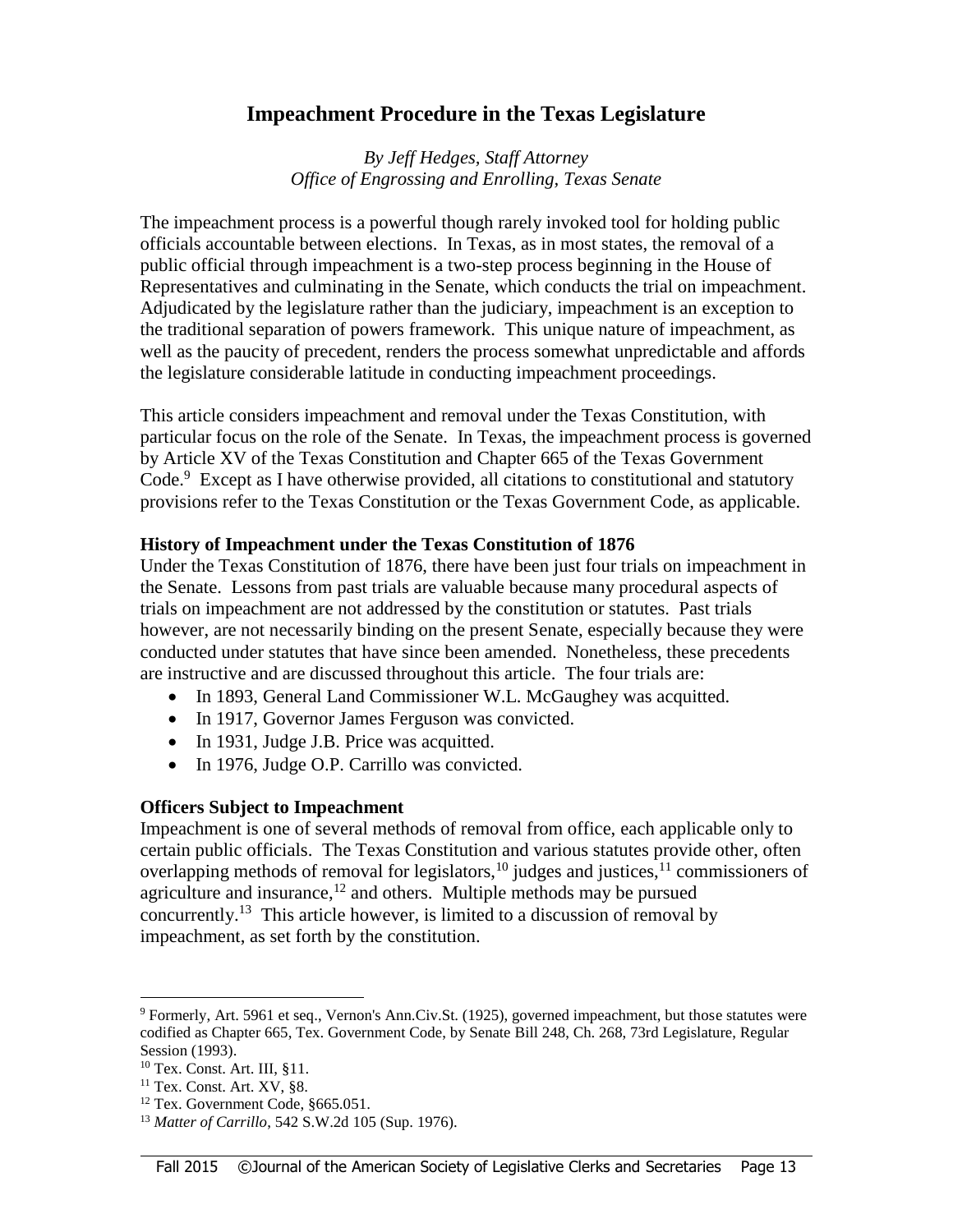# Impeachment Procedure in the Texas Legislature

*By Jeff Hedges, Staff Attorney*
*Office of Engrossing and Enrolling, Texas Senate*

The impeachment process is a powerful though rarely invoked tool for holding public officials accountable between elections. In Texas, as in most states, the removal of a public official through impeachment is a two-step process beginning in the House of Representatives and culminating in the Senate, which conducts the trial on impeachment. Adjudicated by the legislature rather than the judiciary, impeachment is an exception to the traditional separation of powers framework. This unique nature of impeachment, as well as the paucity of precedent, renders the process somewhat unpredictable and affords the legislature considerable latitude in conducting impeachment proceedings.

This article considers impeachment and removal under the Texas Constitution, with particular focus on the role of the Senate. In Texas, the impeachment process is governed by Article XV of the Texas Constitution and Chapter 665 of the Texas Government Code.[9] Except as I have otherwise provided, all citations to constitutional and statutory provisions refer to the Texas Constitution or the Texas Government Code, as applicable.

### History of Impeachment under the Texas Constitution of 1876

Under the Texas Constitution of 1876, there have been just four trials on impeachment in the Senate. Lessons from past trials are valuable because many procedural aspects of trials on impeachment are not addressed by the constitution or statutes. Past trials however, are not necessarily binding on the present Senate, especially because they were conducted under statutes that have since been amended. Nonetheless, these precedents are instructive and are discussed throughout this article. The four trials are:

- In 1893, General Land Commissioner W.L. McGaughey was acquitted.
- In 1917, Governor James Ferguson was convicted.
- In 1931, Judge J.B. Price was acquitted.
- In 1976, Judge O.P. Carrillo was convicted.

### Officers Subject to Impeachment

Impeachment is one of several methods of removal from office, each applicable only to certain public officials. The Texas Constitution and various statutes provide other, often overlapping methods of removal for legislators,[10] judges and justices,[11] commissioners of agriculture and insurance,[12] and others. Multiple methods may be pursued concurrently.[13] This article however, is limited to a discussion of removal by impeachment, as set forth by the constitution.

---

[9] Formerly, Art. 5961 et seq., Vernon's Ann.Civ.St. (1925), governed impeachment, but those statutes were codified as Chapter 665, Tex. Government Code, by Senate Bill 248, Ch. 268, 73rd Legislature, Regular Session (1993).

[10] Tex. Const. Art. III, §11.

[11] Tex. Const. Art. XV, §8.

[12] Tex. Government Code, §665.051.

[13] *Matter of Carrillo*, 542 S.W.2d 105 (Sup. 1976).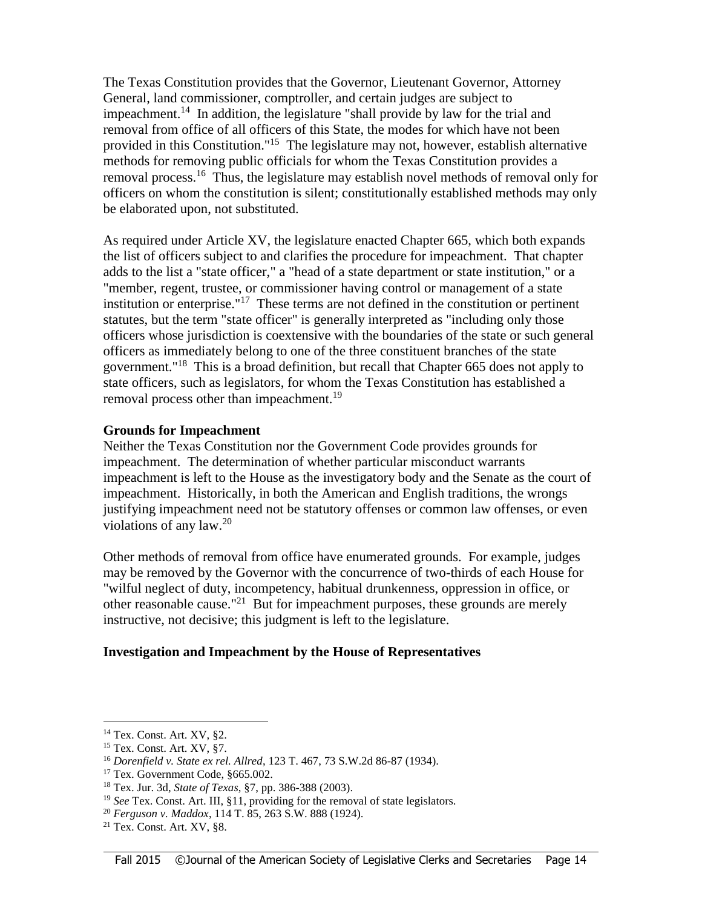The Texas Constitution provides that the Governor, Lieutenant Governor, Attorney General, land commissioner, comptroller, and certain judges are subject to impeachment.[14] In addition, the legislature "shall provide by law for the trial and removal from office of all officers of this State, the modes for which have not been provided in this Constitution."[15] The legislature may not, however, establish alternative methods for removing public officials for whom the Texas Constitution provides a removal process.[16] Thus, the legislature may establish novel methods of removal only for officers on whom the constitution is silent; constitutionally established methods may only be elaborated upon, not substituted.

As required under Article XV, the legislature enacted Chapter 665, which both expands the list of officers subject to and clarifies the procedure for impeachment. That chapter adds to the list a "state officer," a "head of a state department or state institution," or a "member, regent, trustee, or commissioner having control or management of a state institution or enterprise."[17] These terms are not defined in the constitution or pertinent statutes, but the term "state officer" is generally interpreted as "including only those officers whose jurisdiction is coextensive with the boundaries of the state or such general officers as immediately belong to one of the three constituent branches of the state government."[18] This is a broad definition, but recall that Chapter 665 does not apply to state officers, such as legislators, for whom the Texas Constitution has established a removal process other than impeachment.[19]

**Grounds for Impeachment**

Neither the Texas Constitution nor the Government Code provides grounds for impeachment. The determination of whether particular misconduct warrants impeachment is left to the House as the investigatory body and the Senate as the court of impeachment. Historically, in both the American and English traditions, the wrongs justifying impeachment need not be statutory offenses or common law offenses, or even violations of any law.[20]

Other methods of removal from office have enumerated grounds. For example, judges may be removed by the Governor with the concurrence of two-thirds of each House for "wilful neglect of duty, incompetency, habitual drunkenness, oppression in office, or other reasonable cause."[21] But for impeachment purposes, these grounds are merely instructive, not decisive; this judgment is left to the legislature.

**Investigation and Impeachment by the House of Representatives**

---

[14] Tex. Const. Art. XV, §2.

[15] Tex. Const. Art. XV, §7.

[16] *Dorenfield v. State ex rel. Allred*, 123 T. 467, 73 S.W.2d 86-87 (1934).

[17] Tex. Government Code, §665.002.

[18] Tex. Jur. 3d, *State of Texas*, §7, pp. 386-388 (2003).

[19] *See* Tex. Const. Art. III, §11, providing for the removal of state legislators.

[20] *Ferguson v. Maddox*, 114 T. 85, 263 S.W. 888 (1924).

[21] Tex. Const. Art. XV, §8.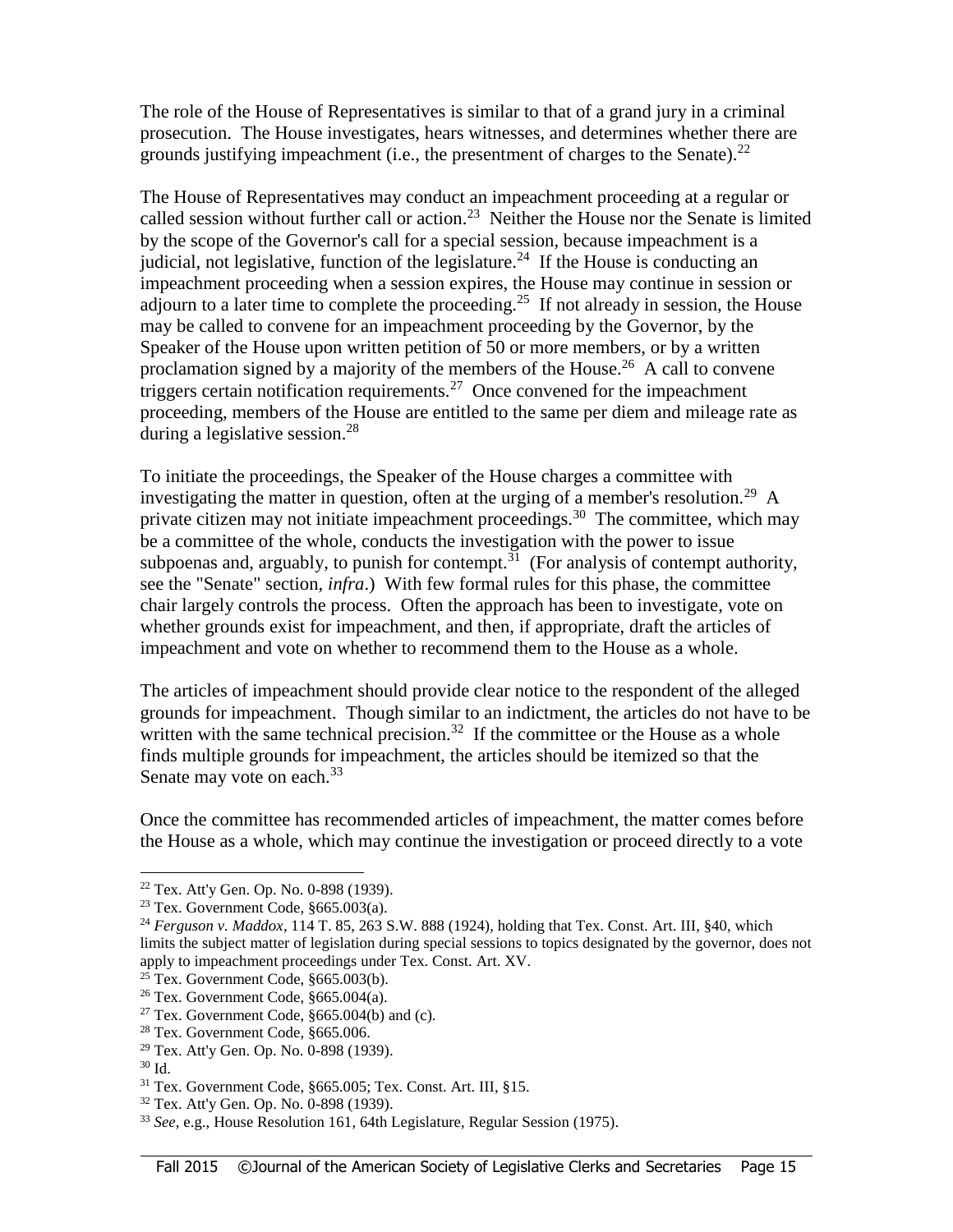The role of the House of Representatives is similar to that of a grand jury in a criminal prosecution. The House investigates, hears witnesses, and determines whether there are grounds justifying impeachment (i.e., the presentment of charges to the Senate).[22]

The House of Representatives may conduct an impeachment proceeding at a regular or called session without further call or action.[23] Neither the House nor the Senate is limited by the scope of the Governor's call for a special session, because impeachment is a judicial, not legislative, function of the legislature.[24] If the House is conducting an impeachment proceeding when a session expires, the House may continue in session or adjourn to a later time to complete the proceeding.[25] If not already in session, the House may be called to convene for an impeachment proceeding by the Governor, by the Speaker of the House upon written petition of 50 or more members, or by a written proclamation signed by a majority of the members of the House.[26] A call to convene triggers certain notification requirements.[27] Once convened for the impeachment proceeding, members of the House are entitled to the same per diem and mileage rate as during a legislative session.[28]

To initiate the proceedings, the Speaker of the House charges a committee with investigating the matter in question, often at the urging of a member's resolution.[29] A private citizen may not initiate impeachment proceedings.[30] The committee, which may be a committee of the whole, conducts the investigation with the power to issue subpoenas and, arguably, to punish for contempt.[31] (For analysis of contempt authority, see the "Senate" section, *infra*.) With few formal rules for this phase, the committee chair largely controls the process. Often the approach has been to investigate, vote on whether grounds exist for impeachment, and then, if appropriate, draft the articles of impeachment and vote on whether to recommend them to the House as a whole.

The articles of impeachment should provide clear notice to the respondent of the alleged grounds for impeachment. Though similar to an indictment, the articles do not have to be written with the same technical precision.[32] If the committee or the House as a whole finds multiple grounds for impeachment, the articles should be itemized so that the Senate may vote on each.[33]

Once the committee has recommended articles of impeachment, the matter comes before the House as a whole, which may continue the investigation or proceed directly to a vote

---

[22] Tex. Att'y Gen. Op. No. 0-898 (1939).
[23] Tex. Government Code, §665.003(a).
[24] *Ferguson v. Maddox*, 114 T. 85, 263 S.W. 888 (1924), holding that Tex. Const. Art. III, §40, which limits the subject matter of legislation during special sessions to topics designated by the governor, does not apply to impeachment proceedings under Tex. Const. Art. XV.
[25] Tex. Government Code, §665.003(b).
[26] Tex. Government Code, §665.004(a).
[27] Tex. Government Code, §665.004(b) and (c).
[28] Tex. Government Code, §665.006.
[29] Tex. Att'y Gen. Op. No. 0-898 (1939).
[30] Id.
[31] Tex. Government Code, §665.005; Tex. Const. Art. III, §15.
[32] Tex. Att'y Gen. Op. No. 0-898 (1939).
[33] *See*, e.g., House Resolution 161, 64th Legislature, Regular Session (1975).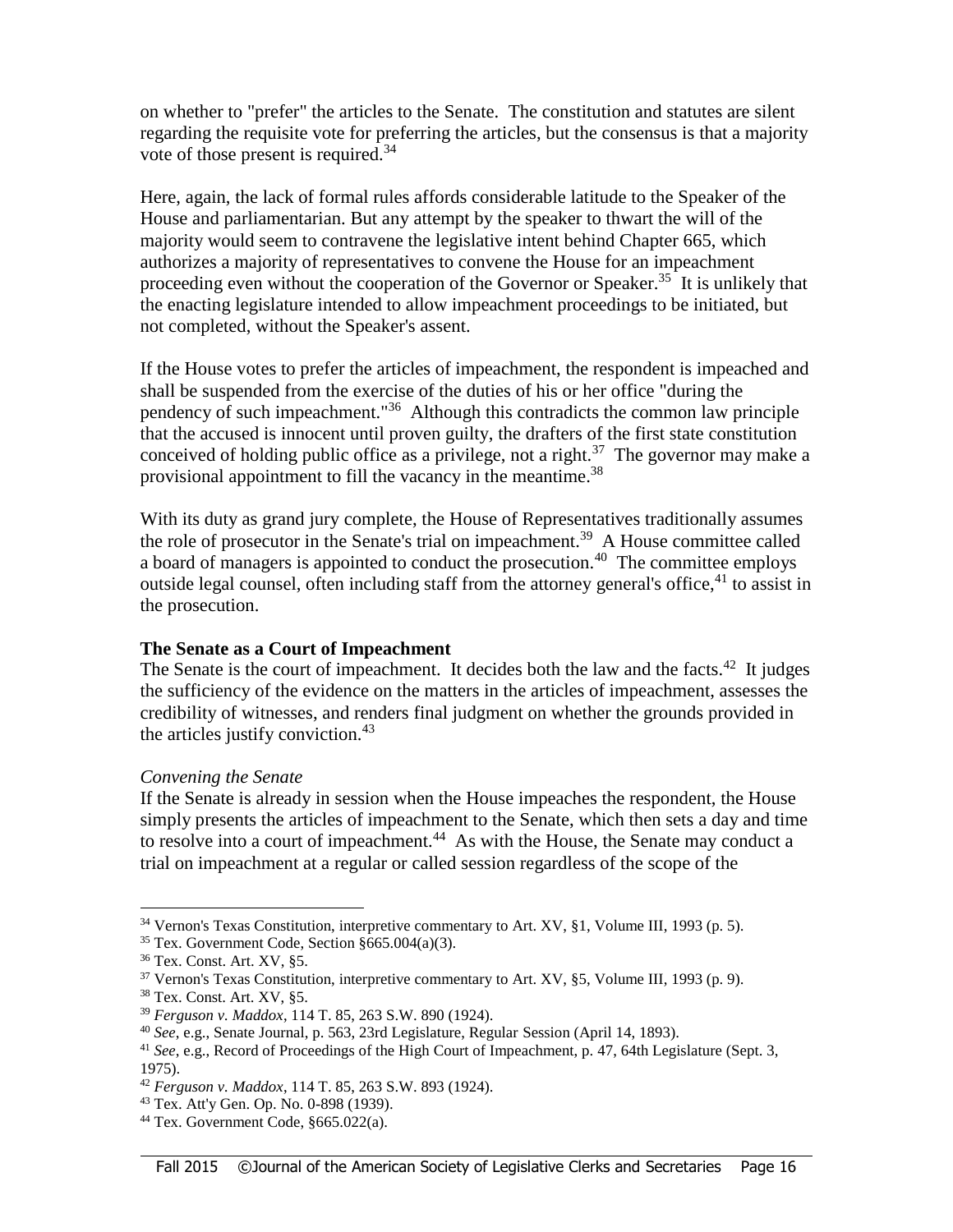on whether to "prefer" the articles to the Senate. The constitution and statutes are silent regarding the requisite vote for preferring the articles, but the consensus is that a majority vote of those present is required.[34]

Here, again, the lack of formal rules affords considerable latitude to the Speaker of the House and parliamentarian. But any attempt by the speaker to thwart the will of the majority would seem to contravene the legislative intent behind Chapter 665, which authorizes a majority of representatives to convene the House for an impeachment proceeding even without the cooperation of the Governor or Speaker.[35] It is unlikely that the enacting legislature intended to allow impeachment proceedings to be initiated, but not completed, without the Speaker's assent.

If the House votes to prefer the articles of impeachment, the respondent is impeached and shall be suspended from the exercise of the duties of his or her office "during the pendency of such impeachment."[36] Although this contradicts the common law principle that the accused is innocent until proven guilty, the drafters of the first state constitution conceived of holding public office as a privilege, not a right.[37] The governor may make a provisional appointment to fill the vacancy in the meantime.[38]

With its duty as grand jury complete, the House of Representatives traditionally assumes the role of prosecutor in the Senate's trial on impeachment.[39] A House committee called a board of managers is appointed to conduct the prosecution.[40] The committee employs outside legal counsel, often including staff from the attorney general's office,[41] to assist in the prosecution.

**The Senate as a Court of Impeachment**

The Senate is the court of impeachment. It decides both the law and the facts.[42] It judges the sufficiency of the evidence on the matters in the articles of impeachment, assesses the credibility of witnesses, and renders final judgment on whether the grounds provided in the articles justify conviction.[43]

*Convening the Senate*

If the Senate is already in session when the House impeaches the respondent, the House simply presents the articles of impeachment to the Senate, which then sets a day and time to resolve into a court of impeachment.[44] As with the House, the Senate may conduct a trial on impeachment at a regular or called session regardless of the scope of the

---

[34] Vernon's Texas Constitution, interpretive commentary to Art. XV, §1, Volume III, 1993 (p. 5).

[35] Tex. Government Code, Section §665.004(a)(3).

[36] Tex. Const. Art. XV, §5.

[37] Vernon's Texas Constitution, interpretive commentary to Art. XV, §5, Volume III, 1993 (p. 9).

[38] Tex. Const. Art. XV, §5.

[39] *Ferguson v. Maddox*, 114 T. 85, 263 S.W. 890 (1924).

[40] *See*, e.g., Senate Journal, p. 563, 23rd Legislature, Regular Session (April 14, 1893).

[41] *See*, e.g., Record of Proceedings of the High Court of Impeachment, p. 47, 64th Legislature (Sept. 3, 1975).

[42] *Ferguson v. Maddox*, 114 T. 85, 263 S.W. 893 (1924).

[43] Tex. Att'y Gen. Op. No. 0-898 (1939).

[44] Tex. Government Code, §665.022(a).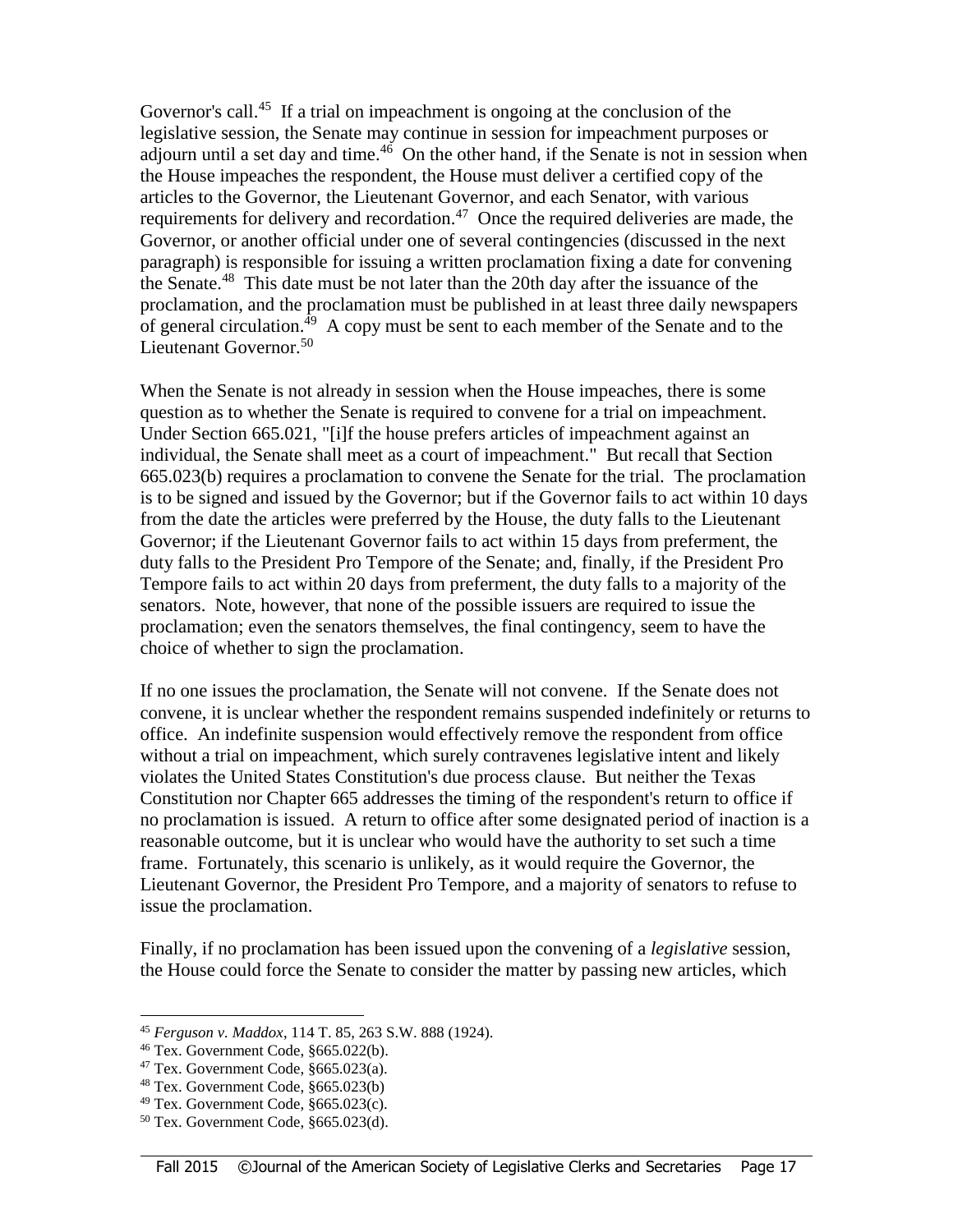Governor's call.[45] If a trial on impeachment is ongoing at the conclusion of the legislative session, the Senate may continue in session for impeachment purposes or adjourn until a set day and time.[46] On the other hand, if the Senate is not in session when the House impeaches the respondent, the House must deliver a certified copy of the articles to the Governor, the Lieutenant Governor, and each Senator, with various requirements for delivery and recordation.[47] Once the required deliveries are made, the Governor, or another official under one of several contingencies (discussed in the next paragraph) is responsible for issuing a written proclamation fixing a date for convening the Senate.[48] This date must be not later than the 20th day after the issuance of the proclamation, and the proclamation must be published in at least three daily newspapers of general circulation.[49] A copy must be sent to each member of the Senate and to the Lieutenant Governor.[50]

When the Senate is not already in session when the House impeaches, there is some question as to whether the Senate is required to convene for a trial on impeachment. Under Section 665.021, "[i]f the house prefers articles of impeachment against an individual, the Senate shall meet as a court of impeachment." But recall that Section 665.023(b) requires a proclamation to convene the Senate for the trial. The proclamation is to be signed and issued by the Governor; but if the Governor fails to act within 10 days from the date the articles were preferred by the House, the duty falls to the Lieutenant Governor; if the Lieutenant Governor fails to act within 15 days from preferment, the duty falls to the President Pro Tempore of the Senate; and, finally, if the President Pro Tempore fails to act within 20 days from preferment, the duty falls to a majority of the senators. Note, however, that none of the possible issuers are required to issue the proclamation; even the senators themselves, the final contingency, seem to have the choice of whether to sign the proclamation.

If no one issues the proclamation, the Senate will not convene. If the Senate does not convene, it is unclear whether the respondent remains suspended indefinitely or returns to office. An indefinite suspension would effectively remove the respondent from office without a trial on impeachment, which surely contravenes legislative intent and likely violates the United States Constitution's due process clause. But neither the Texas Constitution nor Chapter 665 addresses the timing of the respondent's return to office if no proclamation is issued. A return to office after some designated period of inaction is a reasonable outcome, but it is unclear who would have the authority to set such a time frame. Fortunately, this scenario is unlikely, as it would require the Governor, the Lieutenant Governor, the President Pro Tempore, and a majority of senators to refuse to issue the proclamation.

Finally, if no proclamation has been issued upon the convening of a *legislative* session, the House could force the Senate to consider the matter by passing new articles, which

---

[45] *Ferguson v. Maddox*, 114 T. 85, 263 S.W. 888 (1924).

[46] Tex. Government Code, §665.022(b).

[47] Tex. Government Code, §665.023(a).

[48] Tex. Government Code, §665.023(b)

[49] Tex. Government Code, §665.023(c).

[50] Tex. Government Code, §665.023(d).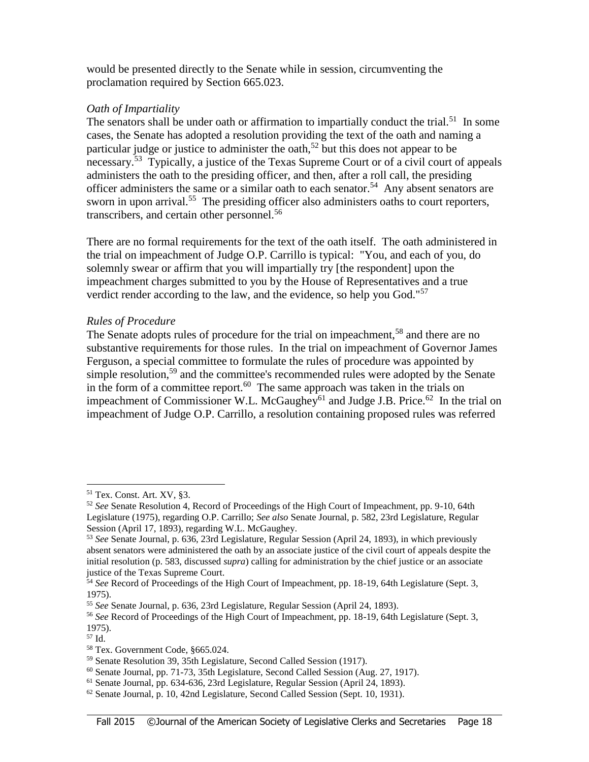would be presented directly to the Senate while in session, circumventing the proclamation required by Section 665.023.

*Oath of Impartiality*

The senators shall be under oath or affirmation to impartially conduct the trial.[51] In some cases, the Senate has adopted a resolution providing the text of the oath and naming a particular judge or justice to administer the oath,[52] but this does not appear to be necessary.[53] Typically, a justice of the Texas Supreme Court or of a civil court of appeals administers the oath to the presiding officer, and then, after a roll call, the presiding officer administers the same or a similar oath to each senator.[54] Any absent senators are sworn in upon arrival.[55] The presiding officer also administers oaths to court reporters, transcribers, and certain other personnel.[56]

There are no formal requirements for the text of the oath itself. The oath administered in the trial on impeachment of Judge O.P. Carrillo is typical: "You, and each of you, do solemnly swear or affirm that you will impartially try [the respondent] upon the impeachment charges submitted to you by the House of Representatives and a true verdict render according to the law, and the evidence, so help you God."[57]

*Rules of Procedure*

The Senate adopts rules of procedure for the trial on impeachment,[58] and there are no substantive requirements for those rules. In the trial on impeachment of Governor James Ferguson, a special committee to formulate the rules of procedure was appointed by simple resolution,[59] and the committee's recommended rules were adopted by the Senate in the form of a committee report.[60] The same approach was taken in the trials on impeachment of Commissioner W.L. McGaughey[61] and Judge J.B. Price.[62] In the trial on impeachment of Judge O.P. Carrillo, a resolution containing proposed rules was referred

---

[51] Tex. Const. Art. XV, §3.

[52] *See* Senate Resolution 4, Record of Proceedings of the High Court of Impeachment, pp. 9-10, 64th Legislature (1975), regarding O.P. Carrillo; *See also* Senate Journal, p. 582, 23rd Legislature, Regular Session (April 17, 1893), regarding W.L. McGaughey.

[53] *See* Senate Journal, p. 636, 23rd Legislature, Regular Session (April 24, 1893), in which previously absent senators were administered the oath by an associate justice of the civil court of appeals despite the initial resolution (p. 583, discussed *supra*) calling for administration by the chief justice or an associate justice of the Texas Supreme Court.

[54] *See* Record of Proceedings of the High Court of Impeachment, pp. 18-19, 64th Legislature (Sept. 3, 1975).

[55] *See* Senate Journal, p. 636, 23rd Legislature, Regular Session (April 24, 1893).

[56] *See* Record of Proceedings of the High Court of Impeachment, pp. 18-19, 64th Legislature (Sept. 3, 1975).

[57] Id.

[58] Tex. Government Code, §665.024.

[59] Senate Resolution 39, 35th Legislature, Second Called Session (1917).

[60] Senate Journal, pp. 71-73, 35th Legislature, Second Called Session (Aug. 27, 1917).

[61] Senate Journal, pp. 634-636, 23rd Legislature, Regular Session (April 24, 1893).

[62] Senate Journal, p. 10, 42nd Legislature, Second Called Session (Sept. 10, 1931).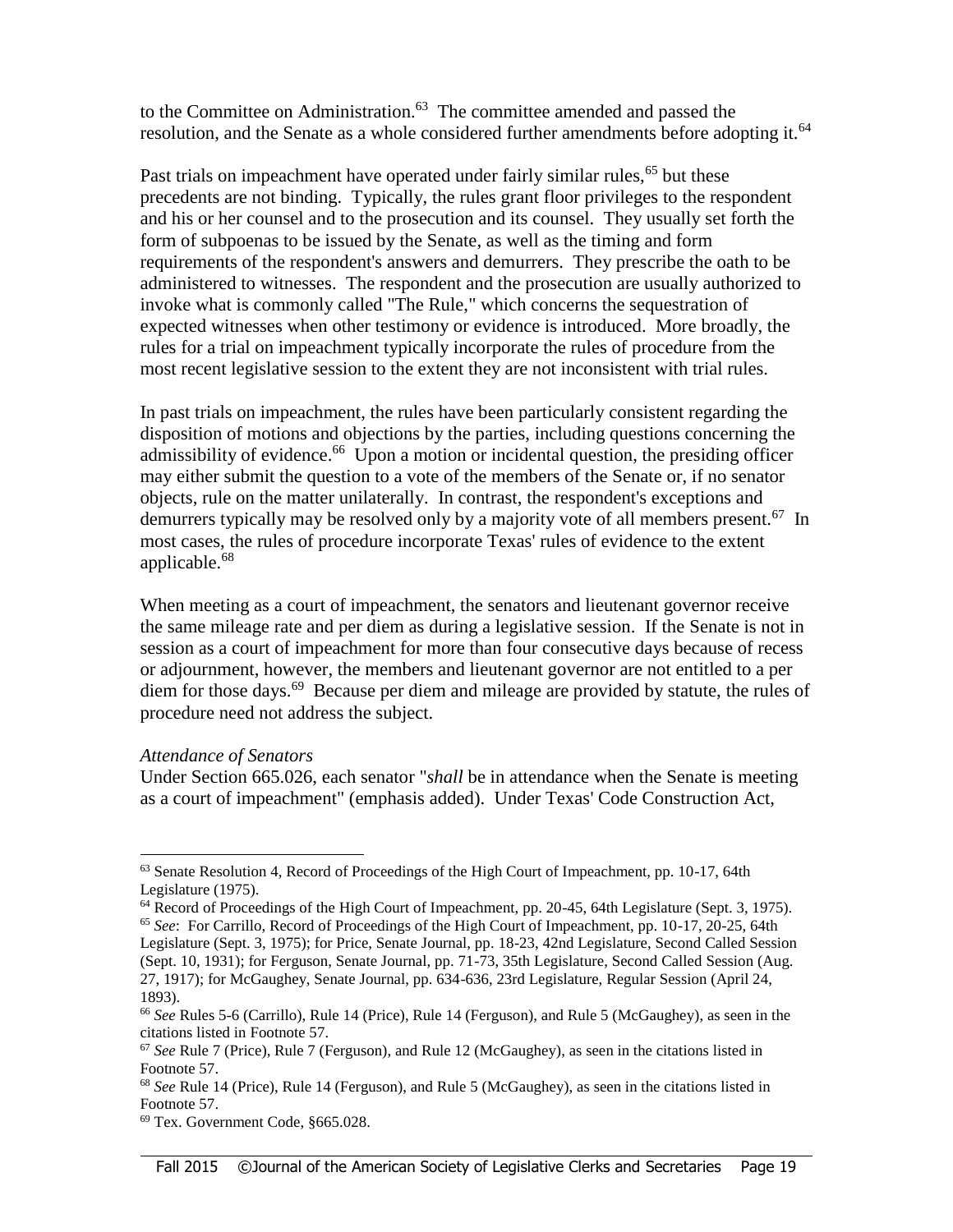to the Committee on Administration.[63] The committee amended and passed the resolution, and the Senate as a whole considered further amendments before adopting it.[64]

Past trials on impeachment have operated under fairly similar rules,[65] but these precedents are not binding. Typically, the rules grant floor privileges to the respondent and his or her counsel and to the prosecution and its counsel. They usually set forth the form of subpoenas to be issued by the Senate, as well as the timing and form requirements of the respondent's answers and demurrers. They prescribe the oath to be administered to witnesses. The respondent and the prosecution are usually authorized to invoke what is commonly called "The Rule," which concerns the sequestration of expected witnesses when other testimony or evidence is introduced. More broadly, the rules for a trial on impeachment typically incorporate the rules of procedure from the most recent legislative session to the extent they are not inconsistent with trial rules.

In past trials on impeachment, the rules have been particularly consistent regarding the disposition of motions and objections by the parties, including questions concerning the admissibility of evidence.[66] Upon a motion or incidental question, the presiding officer may either submit the question to a vote of the members of the Senate or, if no senator objects, rule on the matter unilaterally. In contrast, the respondent's exceptions and demurrers typically may be resolved only by a majority vote of all members present.[67] In most cases, the rules of procedure incorporate Texas' rules of evidence to the extent applicable.[68]

When meeting as a court of impeachment, the senators and lieutenant governor receive the same mileage rate and per diem as during a legislative session. If the Senate is not in session as a court of impeachment for more than four consecutive days because of recess or adjournment, however, the members and lieutenant governor are not entitled to a per diem for those days.[69] Because per diem and mileage are provided by statute, the rules of procedure need not address the subject.

*Attendance of Senators*

Under Section 665.026, each senator "*shall* be in attendance when the Senate is meeting as a court of impeachment" (emphasis added). Under Texas' Code Construction Act,

---

[63] Senate Resolution 4, Record of Proceedings of the High Court of Impeachment, pp. 10-17, 64th Legislature (1975).

[64] Record of Proceedings of the High Court of Impeachment, pp. 20-45, 64th Legislature (Sept. 3, 1975).

[65] *See*: For Carrillo, Record of Proceedings of the High Court of Impeachment, pp. 10-17, 20-25, 64th Legislature (Sept. 3, 1975); for Price, Senate Journal, pp. 18-23, 42nd Legislature, Second Called Session (Sept. 10, 1931); for Ferguson, Senate Journal, pp. 71-73, 35th Legislature, Second Called Session (Aug. 27, 1917); for McGaughey, Senate Journal, pp. 634-636, 23rd Legislature, Regular Session (April 24, 1893).

[66] *See* Rules 5-6 (Carrillo), Rule 14 (Price), Rule 14 (Ferguson), and Rule 5 (McGaughey), as seen in the citations listed in Footnote 57.

[67] *See* Rule 7 (Price), Rule 7 (Ferguson), and Rule 12 (McGaughey), as seen in the citations listed in Footnote 57.

[68] *See* Rule 14 (Price), Rule 14 (Ferguson), and Rule 5 (McGaughey), as seen in the citations listed in Footnote 57.

[69] Tex. Government Code, §665.028.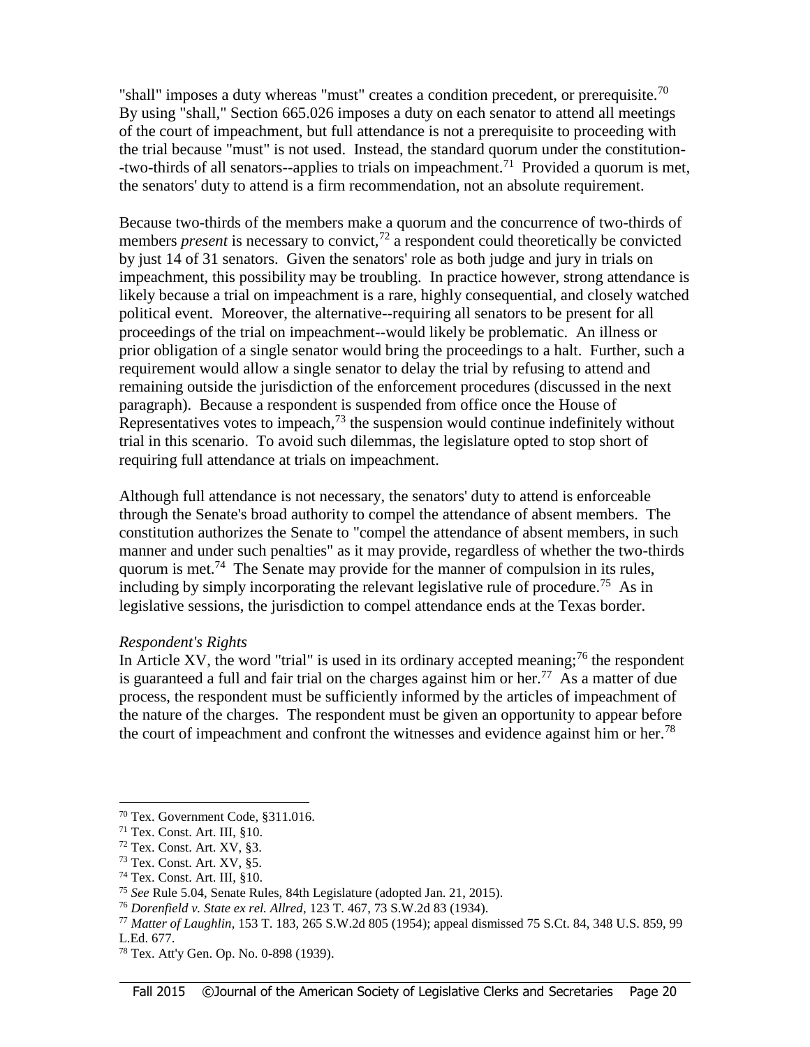"shall" imposes a duty whereas "must" creates a condition precedent, or prerequisite.[70] By using "shall," Section 665.026 imposes a duty on each senator to attend all meetings of the court of impeachment, but full attendance is not a prerequisite to proceeding with the trial because "must" is not used. Instead, the standard quorum under the constitution--two-thirds of all senators--applies to trials on impeachment.[71] Provided a quorum is met, the senators' duty to attend is a firm recommendation, not an absolute requirement.

Because two-thirds of the members make a quorum and the concurrence of two-thirds of members *present* is necessary to convict,[72] a respondent could theoretically be convicted by just 14 of 31 senators. Given the senators' role as both judge and jury in trials on impeachment, this possibility may be troubling. In practice however, strong attendance is likely because a trial on impeachment is a rare, highly consequential, and closely watched political event. Moreover, the alternative--requiring all senators to be present for all proceedings of the trial on impeachment--would likely be problematic. An illness or prior obligation of a single senator would bring the proceedings to a halt. Further, such a requirement would allow a single senator to delay the trial by refusing to attend and remaining outside the jurisdiction of the enforcement procedures (discussed in the next paragraph). Because a respondent is suspended from office once the House of Representatives votes to impeach,[73] the suspension would continue indefinitely without trial in this scenario. To avoid such dilemmas, the legislature opted to stop short of requiring full attendance at trials on impeachment.

Although full attendance is not necessary, the senators' duty to attend is enforceable through the Senate's broad authority to compel the attendance of absent members. The constitution authorizes the Senate to "compel the attendance of absent members, in such manner and under such penalties" as it may provide, regardless of whether the two-thirds quorum is met.[74] The Senate may provide for the manner of compulsion in its rules, including by simply incorporating the relevant legislative rule of procedure.[75] As in legislative sessions, the jurisdiction to compel attendance ends at the Texas border.

*Respondent's Rights*

In Article XV, the word "trial" is used in its ordinary accepted meaning;[76] the respondent is guaranteed a full and fair trial on the charges against him or her.[77] As a matter of due process, the respondent must be sufficiently informed by the articles of impeachment of the nature of the charges. The respondent must be given an opportunity to appear before the court of impeachment and confront the witnesses and evidence against him or her.[78]

---

[70] Tex. Government Code, §311.016.

[71] Tex. Const. Art. III, §10.

[72] Tex. Const. Art. XV, §3.

[73] Tex. Const. Art. XV, §5.

[74] Tex. Const. Art. III, §10.

[75] *See* Rule 5.04, Senate Rules, 84th Legislature (adopted Jan. 21, 2015).

[76] *Dorenfield v. State ex rel. Allred*, 123 T. 467, 73 S.W.2d 83 (1934).

[77] *Matter of Laughlin*, 153 T. 183, 265 S.W.2d 805 (1954); appeal dismissed 75 S.Ct. 84, 348 U.S. 859, 99 L.Ed. 677.

[78] Tex. Att'y Gen. Op. No. 0-898 (1939).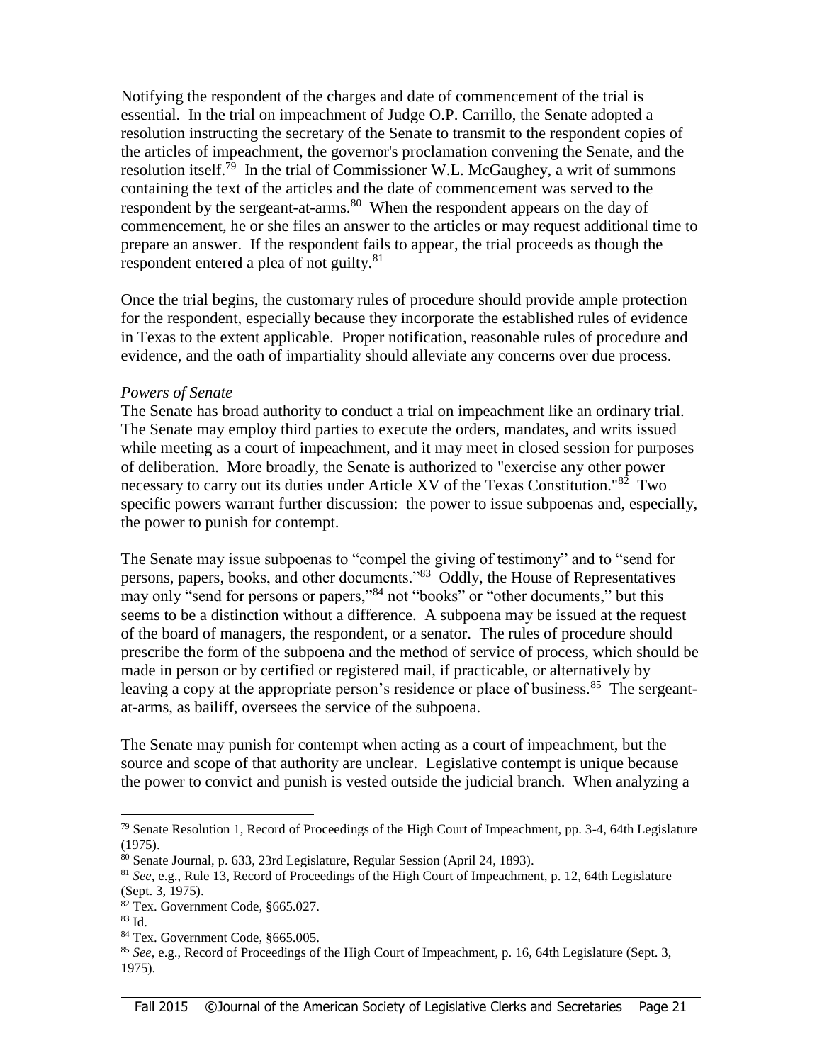Notifying the respondent of the charges and date of commencement of the trial is essential. In the trial on impeachment of Judge O.P. Carrillo, the Senate adopted a resolution instructing the secretary of the Senate to transmit to the respondent copies of the articles of impeachment, the governor's proclamation convening the Senate, and the resolution itself.[79] In the trial of Commissioner W.L. McGaughey, a writ of summons containing the text of the articles and the date of commencement was served to the respondent by the sergeant-at-arms.[80] When the respondent appears on the day of commencement, he or she files an answer to the articles or may request additional time to prepare an answer. If the respondent fails to appear, the trial proceeds as though the respondent entered a plea of not guilty.[81]

Once the trial begins, the customary rules of procedure should provide ample protection for the respondent, especially because they incorporate the established rules of evidence in Texas to the extent applicable. Proper notification, reasonable rules of procedure and evidence, and the oath of impartiality should alleviate any concerns over due process.

*Powers of Senate*

The Senate has broad authority to conduct a trial on impeachment like an ordinary trial. The Senate may employ third parties to execute the orders, mandates, and writs issued while meeting as a court of impeachment, and it may meet in closed session for purposes of deliberation. More broadly, the Senate is authorized to "exercise any other power necessary to carry out its duties under Article XV of the Texas Constitution."[82] Two specific powers warrant further discussion: the power to issue subpoenas and, especially, the power to punish for contempt.

The Senate may issue subpoenas to "compel the giving of testimony" and to "send for persons, papers, books, and other documents."[83] Oddly, the House of Representatives may only "send for persons or papers,"[84] not "books" or "other documents," but this seems to be a distinction without a difference. A subpoena may be issued at the request of the board of managers, the respondent, or a senator. The rules of procedure should prescribe the form of the subpoena and the method of service of process, which should be made in person or by certified or registered mail, if practicable, or alternatively by leaving a copy at the appropriate person's residence or place of business.[85] The sergeant-at-arms, as bailiff, oversees the service of the subpoena.

The Senate may punish for contempt when acting as a court of impeachment, but the source and scope of that authority are unclear. Legislative contempt is unique because the power to convict and punish is vested outside the judicial branch. When analyzing a

---

[79] Senate Resolution 1, Record of Proceedings of the High Court of Impeachment, pp. 3-4, 64th Legislature (1975).

[80] Senate Journal, p. 633, 23rd Legislature, Regular Session (April 24, 1893).

[81] *See*, e.g., Rule 13, Record of Proceedings of the High Court of Impeachment, p. 12, 64th Legislature (Sept. 3, 1975).

[82] Tex. Government Code, §665.027.

[83] Id.

[84] Tex. Government Code, §665.005.

[85] *See*, e.g., Record of Proceedings of the High Court of Impeachment, p. 16, 64th Legislature (Sept. 3, 1975).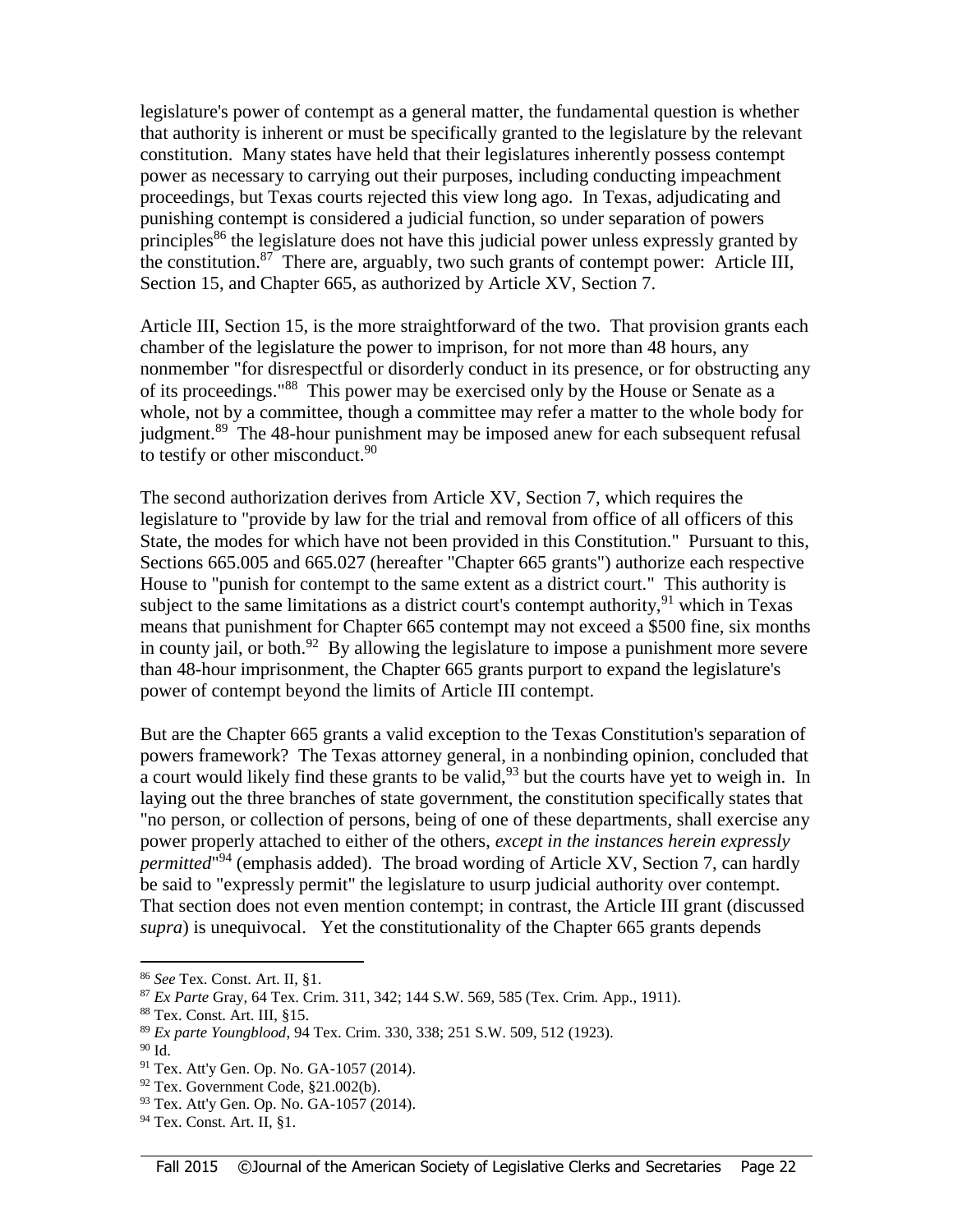legislature's power of contempt as a general matter, the fundamental question is whether that authority is inherent or must be specifically granted to the legislature by the relevant constitution. Many states have held that their legislatures inherently possess contempt power as necessary to carrying out their purposes, including conducting impeachment proceedings, but Texas courts rejected this view long ago. In Texas, adjudicating and punishing contempt is considered a judicial function, so under separation of powers principles[86] the legislature does not have this judicial power unless expressly granted by the constitution.[87] There are, arguably, two such grants of contempt power: Article III, Section 15, and Chapter 665, as authorized by Article XV, Section 7.

Article III, Section 15, is the more straightforward of the two. That provision grants each chamber of the legislature the power to imprison, for not more than 48 hours, any nonmember "for disrespectful or disorderly conduct in its presence, or for obstructing any of its proceedings."[88] This power may be exercised only by the House or Senate as a whole, not by a committee, though a committee may refer a matter to the whole body for judgment.[89] The 48-hour punishment may be imposed anew for each subsequent refusal to testify or other misconduct.[90]

The second authorization derives from Article XV, Section 7, which requires the legislature to "provide by law for the trial and removal from office of all officers of this State, the modes for which have not been provided in this Constitution." Pursuant to this, Sections 665.005 and 665.027 (hereafter "Chapter 665 grants") authorize each respective House to "punish for contempt to the same extent as a district court." This authority is subject to the same limitations as a district court's contempt authority,[91] which in Texas means that punishment for Chapter 665 contempt may not exceed a $500 fine, six months in county jail, or both.[92] By allowing the legislature to impose a punishment more severe than 48-hour imprisonment, the Chapter 665 grants purport to expand the legislature's power of contempt beyond the limits of Article III contempt.

But are the Chapter 665 grants a valid exception to the Texas Constitution's separation of powers framework? The Texas attorney general, in a nonbinding opinion, concluded that a court would likely find these grants to be valid,[93] but the courts have yet to weigh in. In laying out the three branches of state government, the constitution specifically states that "no person, or collection of persons, being of one of these departments, shall exercise any power properly attached to either of the others, *except in the instances herein expressly permitted*"[94] (emphasis added). The broad wording of Article XV, Section 7, can hardly be said to "expressly permit" the legislature to usurp judicial authority over contempt. That section does not even mention contempt; in contrast, the Article III grant (discussed *supra*) is unequivocal. Yet the constitutionality of the Chapter 665 grants depends

---

[86] *See* Tex. Const. Art. II, §1.

[87] *Ex Parte* Gray, 64 Tex. Crim. 311, 342; 144 S.W. 569, 585 (Tex. Crim. App., 1911).

[88] Tex. Const. Art. III, §15.

[89] *Ex parte Youngblood*, 94 Tex. Crim. 330, 338; 251 S.W. 509, 512 (1923).

[90] Id.

[91] Tex. Att'y Gen. Op. No. GA-1057 (2014).

[92] Tex. Government Code, §21.002(b).

[93] Tex. Att'y Gen. Op. No. GA-1057 (2014).

[94] Tex. Const. Art. II, §1.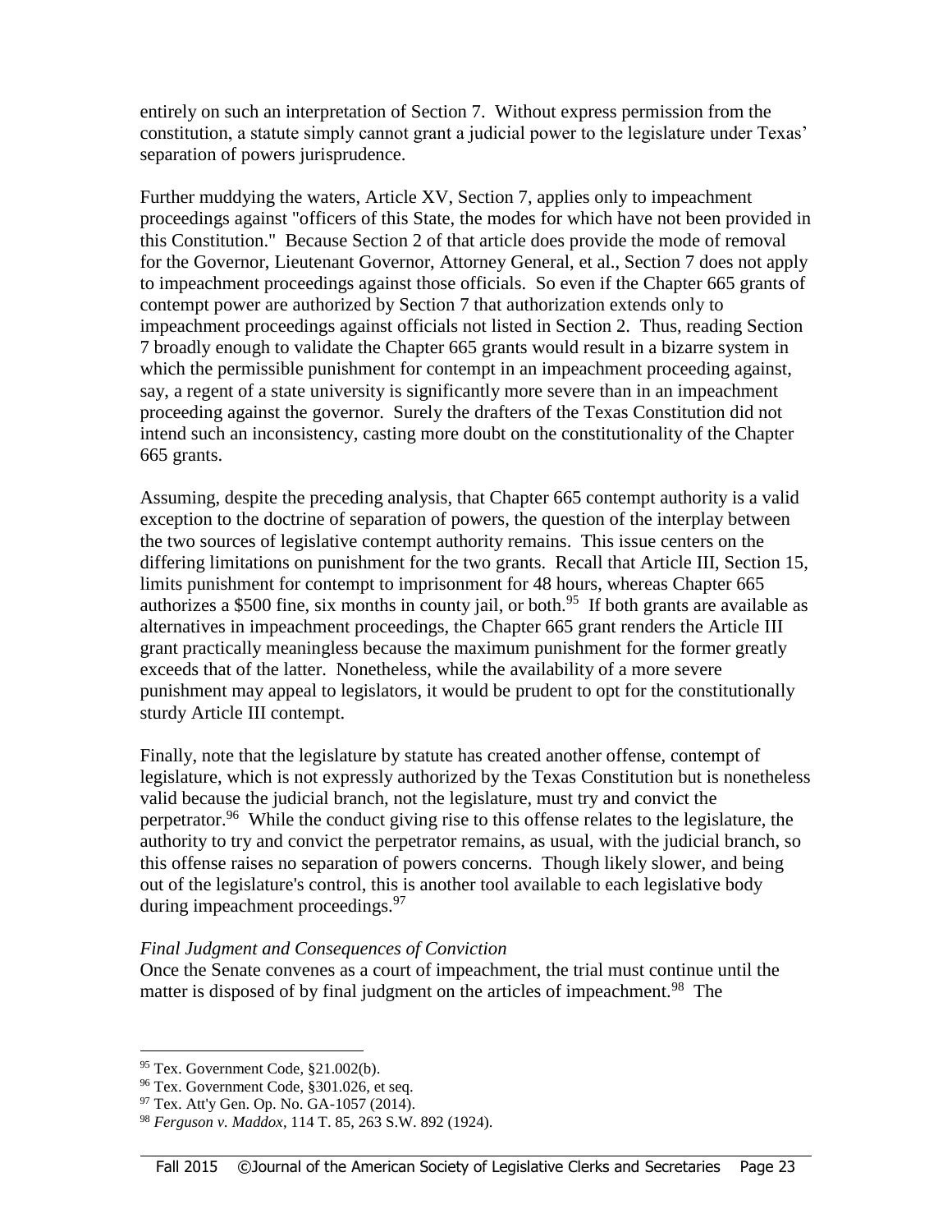entirely on such an interpretation of Section 7. Without express permission from the constitution, a statute simply cannot grant a judicial power to the legislature under Texas' separation of powers jurisprudence.

Further muddying the waters, Article XV, Section 7, applies only to impeachment proceedings against "officers of this State, the modes for which have not been provided in this Constitution." Because Section 2 of that article does provide the mode of removal for the Governor, Lieutenant Governor, Attorney General, et al., Section 7 does not apply to impeachment proceedings against those officials. So even if the Chapter 665 grants of contempt power are authorized by Section 7 that authorization extends only to impeachment proceedings against officials not listed in Section 2. Thus, reading Section 7 broadly enough to validate the Chapter 665 grants would result in a bizarre system in which the permissible punishment for contempt in an impeachment proceeding against, say, a regent of a state university is significantly more severe than in an impeachment proceeding against the governor. Surely the drafters of the Texas Constitution did not intend such an inconsistency, casting more doubt on the constitutionality of the Chapter 665 grants.

Assuming, despite the preceding analysis, that Chapter 665 contempt authority is a valid exception to the doctrine of separation of powers, the question of the interplay between the two sources of legislative contempt authority remains. This issue centers on the differing limitations on punishment for the two grants. Recall that Article III, Section 15, limits punishment for contempt to imprisonment for 48 hours, whereas Chapter 665 authorizes a $500 fine, six months in county jail, or both.[95] If both grants are available as alternatives in impeachment proceedings, the Chapter 665 grant renders the Article III grant practically meaningless because the maximum punishment for the former greatly exceeds that of the latter. Nonetheless, while the availability of a more severe punishment may appeal to legislators, it would be prudent to opt for the constitutionally sturdy Article III contempt.

Finally, note that the legislature by statute has created another offense, contempt of legislature, which is not expressly authorized by the Texas Constitution but is nonetheless valid because the judicial branch, not the legislature, must try and convict the perpetrator.[96] While the conduct giving rise to this offense relates to the legislature, the authority to try and convict the perpetrator remains, as usual, with the judicial branch, so this offense raises no separation of powers concerns. Though likely slower, and being out of the legislature's control, this is another tool available to each legislative body during impeachment proceedings.[97]

*Final Judgment and Consequences of Conviction*

Once the Senate convenes as a court of impeachment, the trial must continue until the matter is disposed of by final judgment on the articles of impeachment.[98] The

---

[95] Tex. Government Code, §21.002(b).

[96] Tex. Government Code, §301.026, et seq.

[97] Tex. Att'y Gen. Op. No. GA-1057 (2014).

[98] *Ferguson v. Maddox*, 114 T. 85, 263 S.W. 892 (1924).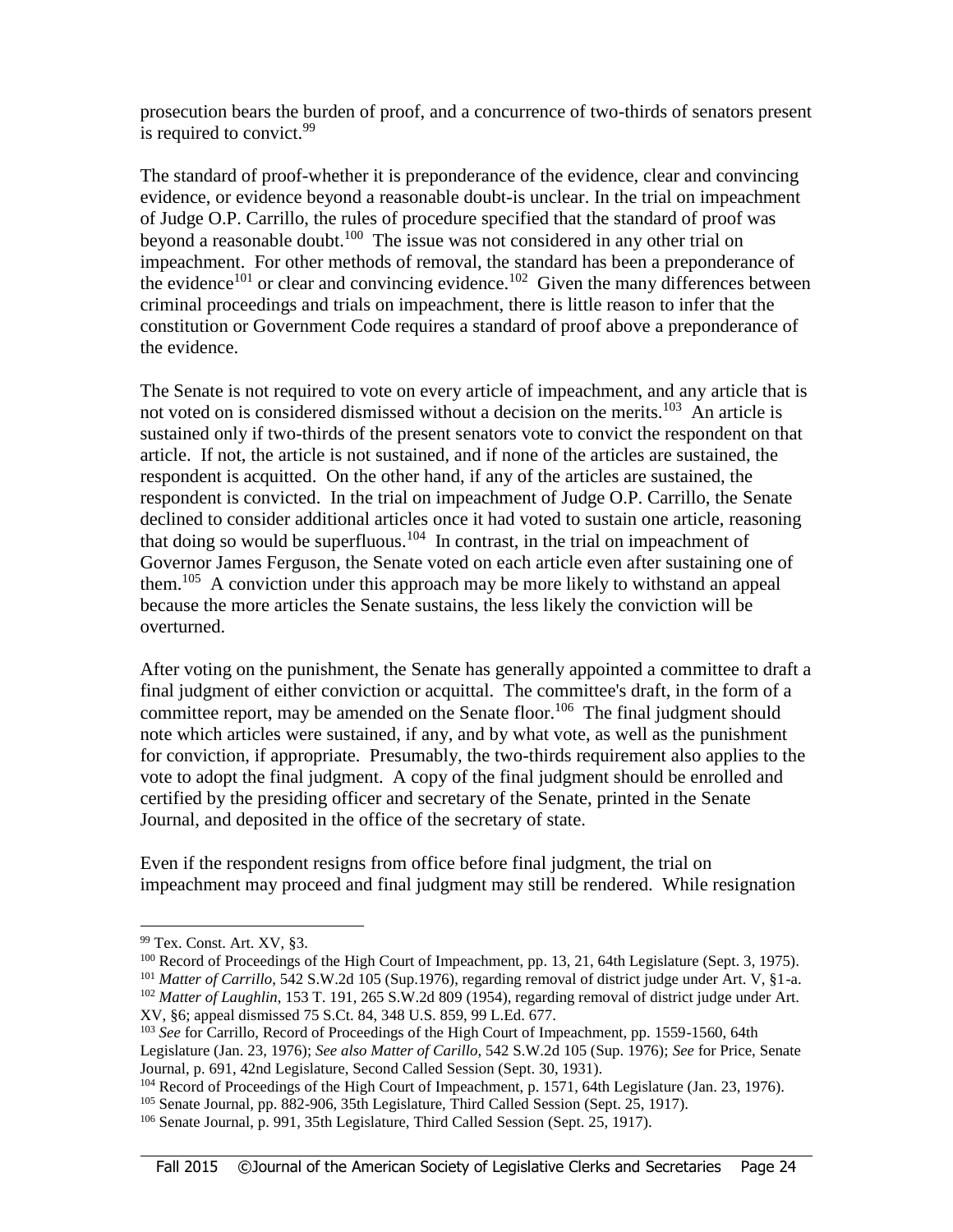prosecution bears the burden of proof, and a concurrence of two-thirds of senators present is required to convict.[99]

The standard of proof-whether it is preponderance of the evidence, clear and convincing evidence, or evidence beyond a reasonable doubt-is unclear. In the trial on impeachment of Judge O.P. Carrillo, the rules of procedure specified that the standard of proof was beyond a reasonable doubt.[100] The issue was not considered in any other trial on impeachment. For other methods of removal, the standard has been a preponderance of the evidence[101] or clear and convincing evidence.[102] Given the many differences between criminal proceedings and trials on impeachment, there is little reason to infer that the constitution or Government Code requires a standard of proof above a preponderance of the evidence.

The Senate is not required to vote on every article of impeachment, and any article that is not voted on is considered dismissed without a decision on the merits.[103] An article is sustained only if two-thirds of the present senators vote to convict the respondent on that article. If not, the article is not sustained, and if none of the articles are sustained, the respondent is acquitted. On the other hand, if any of the articles are sustained, the respondent is convicted. In the trial on impeachment of Judge O.P. Carrillo, the Senate declined to consider additional articles once it had voted to sustain one article, reasoning that doing so would be superfluous.[104] In contrast, in the trial on impeachment of Governor James Ferguson, the Senate voted on each article even after sustaining one of them.[105] A conviction under this approach may be more likely to withstand an appeal because the more articles the Senate sustains, the less likely the conviction will be overturned.

After voting on the punishment, the Senate has generally appointed a committee to draft a final judgment of either conviction or acquittal. The committee's draft, in the form of a committee report, may be amended on the Senate floor.[106] The final judgment should note which articles were sustained, if any, and by what vote, as well as the punishment for conviction, if appropriate. Presumably, the two-thirds requirement also applies to the vote to adopt the final judgment. A copy of the final judgment should be enrolled and certified by the presiding officer and secretary of the Senate, printed in the Senate Journal, and deposited in the office of the secretary of state.

Even if the respondent resigns from office before final judgment, the trial on impeachment may proceed and final judgment may still be rendered. While resignation

---

[99] Tex. Const. Art. XV, §3.

[100] Record of Proceedings of the High Court of Impeachment, pp. 13, 21, 64th Legislature (Sept. 3, 1975).

[101] *Matter of Carrillo*, 542 S.W.2d 105 (Sup.1976), regarding removal of district judge under Art. V, §1-a.

[102] *Matter of Laughlin*, 153 T. 191, 265 S.W.2d 809 (1954), regarding removal of district judge under Art. XV, §6; appeal dismissed 75 S.Ct. 84, 348 U.S. 859, 99 L.Ed. 677.

[103] *See* for Carrillo, Record of Proceedings of the High Court of Impeachment, pp. 1559-1560, 64th Legislature (Jan. 23, 1976); *See also Matter of Carillo*, 542 S.W.2d 105 (Sup. 1976); *See* for Price, Senate Journal, p. 691, 42nd Legislature, Second Called Session (Sept. 30, 1931).

[104] Record of Proceedings of the High Court of Impeachment, p. 1571, 64th Legislature (Jan. 23, 1976).

[105] Senate Journal, pp. 882-906, 35th Legislature, Third Called Session (Sept. 25, 1917).

[106] Senate Journal, p. 991, 35th Legislature, Third Called Session (Sept. 25, 1917).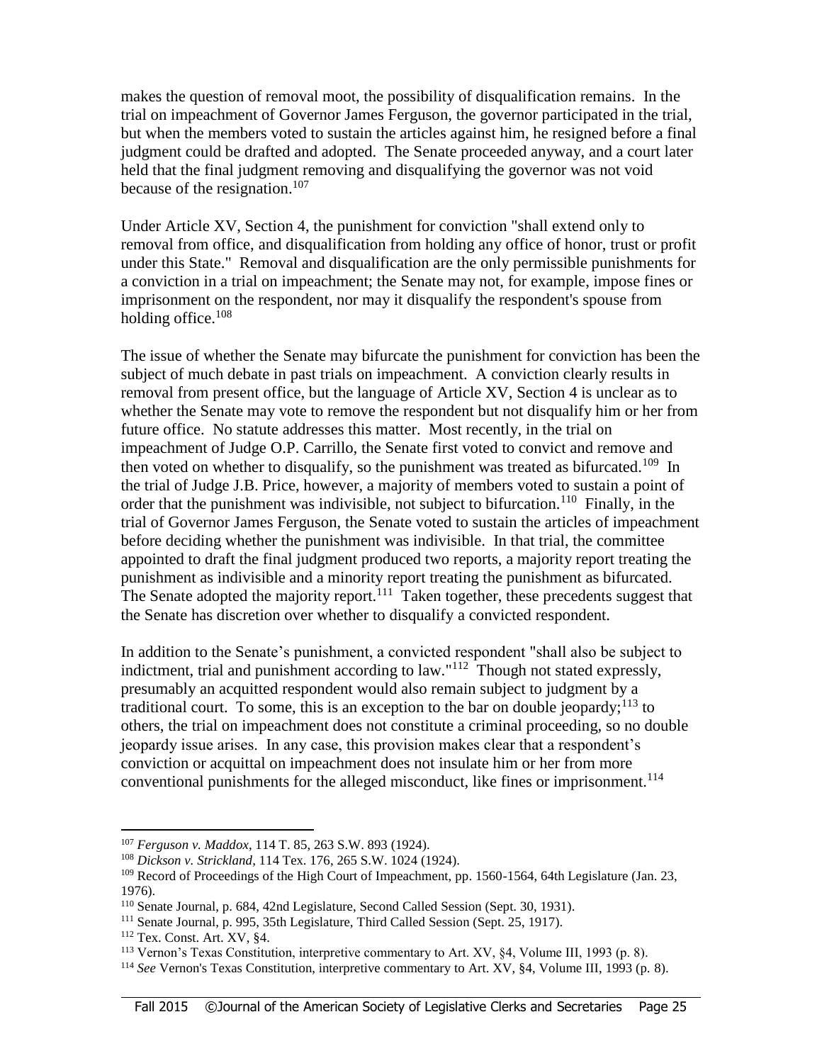makes the question of removal moot, the possibility of disqualification remains. In the trial on impeachment of Governor James Ferguson, the governor participated in the trial, but when the members voted to sustain the articles against him, he resigned before a final judgment could be drafted and adopted. The Senate proceeded anyway, and a court later held that the final judgment removing and disqualifying the governor was not void because of the resignation.[107]

Under Article XV, Section 4, the punishment for conviction "shall extend only to removal from office, and disqualification from holding any office of honor, trust or profit under this State." Removal and disqualification are the only permissible punishments for a conviction in a trial on impeachment; the Senate may not, for example, impose fines or imprisonment on the respondent, nor may it disqualify the respondent's spouse from holding office.[108]

The issue of whether the Senate may bifurcate the punishment for conviction has been the subject of much debate in past trials on impeachment. A conviction clearly results in removal from present office, but the language of Article XV, Section 4 is unclear as to whether the Senate may vote to remove the respondent but not disqualify him or her from future office. No statute addresses this matter. Most recently, in the trial on impeachment of Judge O.P. Carrillo, the Senate first voted to convict and remove and then voted on whether to disqualify, so the punishment was treated as bifurcated.[109] In the trial of Judge J.B. Price, however, a majority of members voted to sustain a point of order that the punishment was indivisible, not subject to bifurcation.[110] Finally, in the trial of Governor James Ferguson, the Senate voted to sustain the articles of impeachment before deciding whether the punishment was indivisible. In that trial, the committee appointed to draft the final judgment produced two reports, a majority report treating the punishment as indivisible and a minority report treating the punishment as bifurcated. The Senate adopted the majority report.[111] Taken together, these precedents suggest that the Senate has discretion over whether to disqualify a convicted respondent.

In addition to the Senate's punishment, a convicted respondent "shall also be subject to indictment, trial and punishment according to law."[112] Though not stated expressly, presumably an acquitted respondent would also remain subject to judgment by a traditional court. To some, this is an exception to the bar on double jeopardy;[113] to others, the trial on impeachment does not constitute a criminal proceeding, so no double jeopardy issue arises. In any case, this provision makes clear that a respondent's conviction or acquittal on impeachment does not insulate him or her from more conventional punishments for the alleged misconduct, like fines or imprisonment.[114]

---

[107] *Ferguson v. Maddox*, 114 T. 85, 263 S.W. 893 (1924).

[108] *Dickson v. Strickland*, 114 Tex. 176, 265 S.W. 1024 (1924).

[109] Record of Proceedings of the High Court of Impeachment, pp. 1560-1564, 64th Legislature (Jan. 23, 1976).

[110] Senate Journal, p. 684, 42nd Legislature, Second Called Session (Sept. 30, 1931).

[111] Senate Journal, p. 995, 35th Legislature, Third Called Session (Sept. 25, 1917).

[112] Tex. Const. Art. XV, §4.

[113] Vernon's Texas Constitution, interpretive commentary to Art. XV, §4, Volume III, 1993 (p. 8).

[114] *See* Vernon's Texas Constitution, interpretive commentary to Art. XV, §4, Volume III, 1993 (p. 8).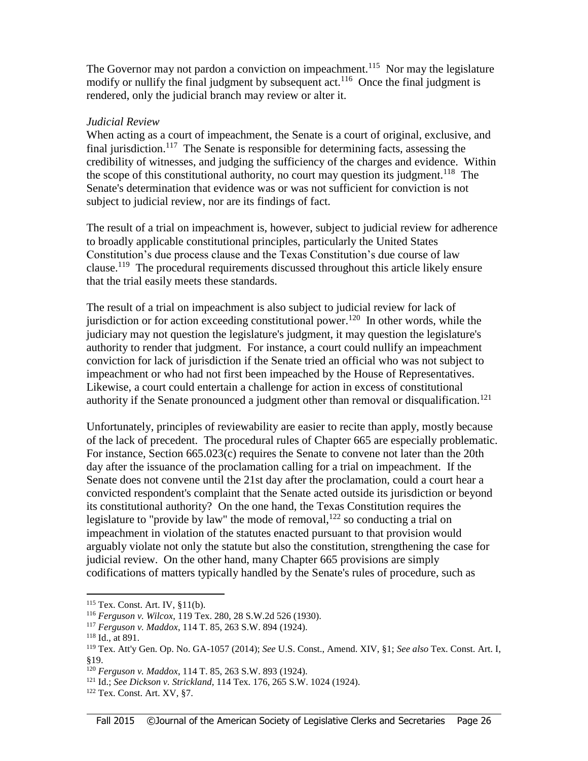The Governor may not pardon a conviction on impeachment.[115] Nor may the legislature modify or nullify the final judgment by subsequent act.[116] Once the final judgment is rendered, only the judicial branch may review or alter it.

*Judicial Review*

When acting as a court of impeachment, the Senate is a court of original, exclusive, and final jurisdiction.[117] The Senate is responsible for determining facts, assessing the credibility of witnesses, and judging the sufficiency of the charges and evidence. Within the scope of this constitutional authority, no court may question its judgment.[118] The Senate's determination that evidence was or was not sufficient for conviction is not subject to judicial review, nor are its findings of fact.

The result of a trial on impeachment is, however, subject to judicial review for adherence to broadly applicable constitutional principles, particularly the United States Constitution's due process clause and the Texas Constitution's due course of law clause.[119] The procedural requirements discussed throughout this article likely ensure that the trial easily meets these standards.

The result of a trial on impeachment is also subject to judicial review for lack of jurisdiction or for action exceeding constitutional power.[120] In other words, while the judiciary may not question the legislature's judgment, it may question the legislature's authority to render that judgment. For instance, a court could nullify an impeachment conviction for lack of jurisdiction if the Senate tried an official who was not subject to impeachment or who had not first been impeached by the House of Representatives. Likewise, a court could entertain a challenge for action in excess of constitutional authority if the Senate pronounced a judgment other than removal or disqualification.[121]

Unfortunately, principles of reviewability are easier to recite than apply, mostly because of the lack of precedent. The procedural rules of Chapter 665 are especially problematic. For instance, Section 665.023(c) requires the Senate to convene not later than the 20th day after the issuance of the proclamation calling for a trial on impeachment. If the Senate does not convene until the 21st day after the proclamation, could a court hear a convicted respondent's complaint that the Senate acted outside its jurisdiction or beyond its constitutional authority? On the one hand, the Texas Constitution requires the legislature to "provide by law" the mode of removal,[122] so conducting a trial on impeachment in violation of the statutes enacted pursuant to that provision would arguably violate not only the statute but also the constitution, strengthening the case for judicial review. On the other hand, many Chapter 665 provisions are simply codifications of matters typically handled by the Senate's rules of procedure, such as

---

[115] Tex. Const. Art. IV, §11(b).

[116] *Ferguson v. Wilcox*, 119 Tex. 280, 28 S.W.2d 526 (1930).

[117] *Ferguson v. Maddox*, 114 T. 85, 263 S.W. 894 (1924).

[118] Id., at 891.

[119] Tex. Att'y Gen. Op. No. GA-1057 (2014); *See* U.S. Const., Amend. XIV, §1; *See also* Tex. Const. Art. I, §19.

[120] *Ferguson v. Maddox*, 114 T. 85, 263 S.W. 893 (1924).

[121] Id.; *See Dickson v. Strickland*, 114 Tex. 176, 265 S.W. 1024 (1924).

[122] Tex. Const. Art. XV, §7.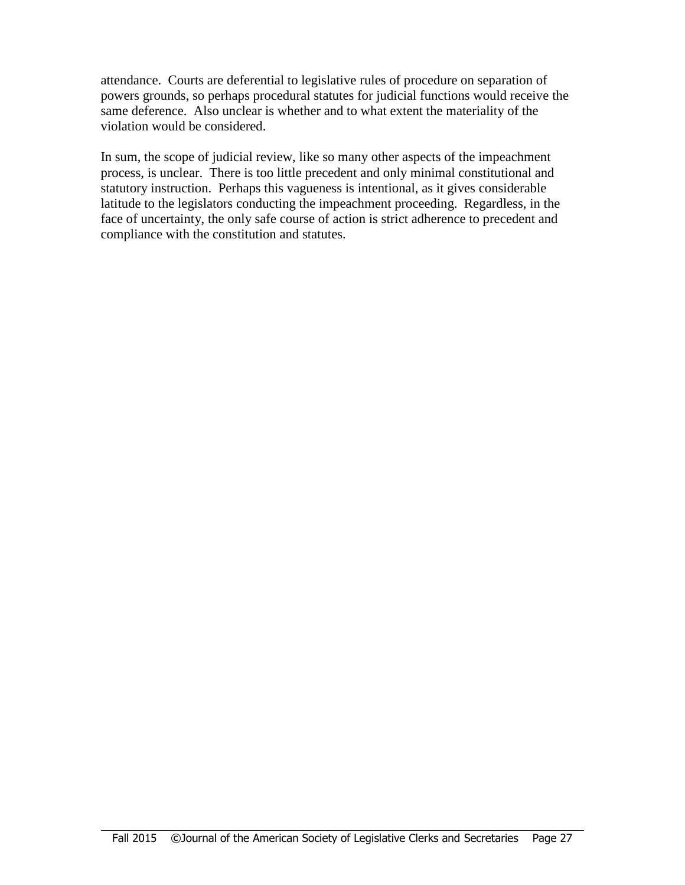attendance. Courts are deferential to legislative rules of procedure on separation of powers grounds, so perhaps procedural statutes for judicial functions would receive the same deference. Also unclear is whether and to what extent the materiality of the violation would be considered.

In sum, the scope of judicial review, like so many other aspects of the impeachment process, is unclear. There is too little precedent and only minimal constitutional and statutory instruction. Perhaps this vagueness is intentional, as it gives considerable latitude to the legislators conducting the impeachment proceeding. Regardless, in the face of uncertainty, the only safe course of action is strict adherence to precedent and compliance with the constitution and statutes.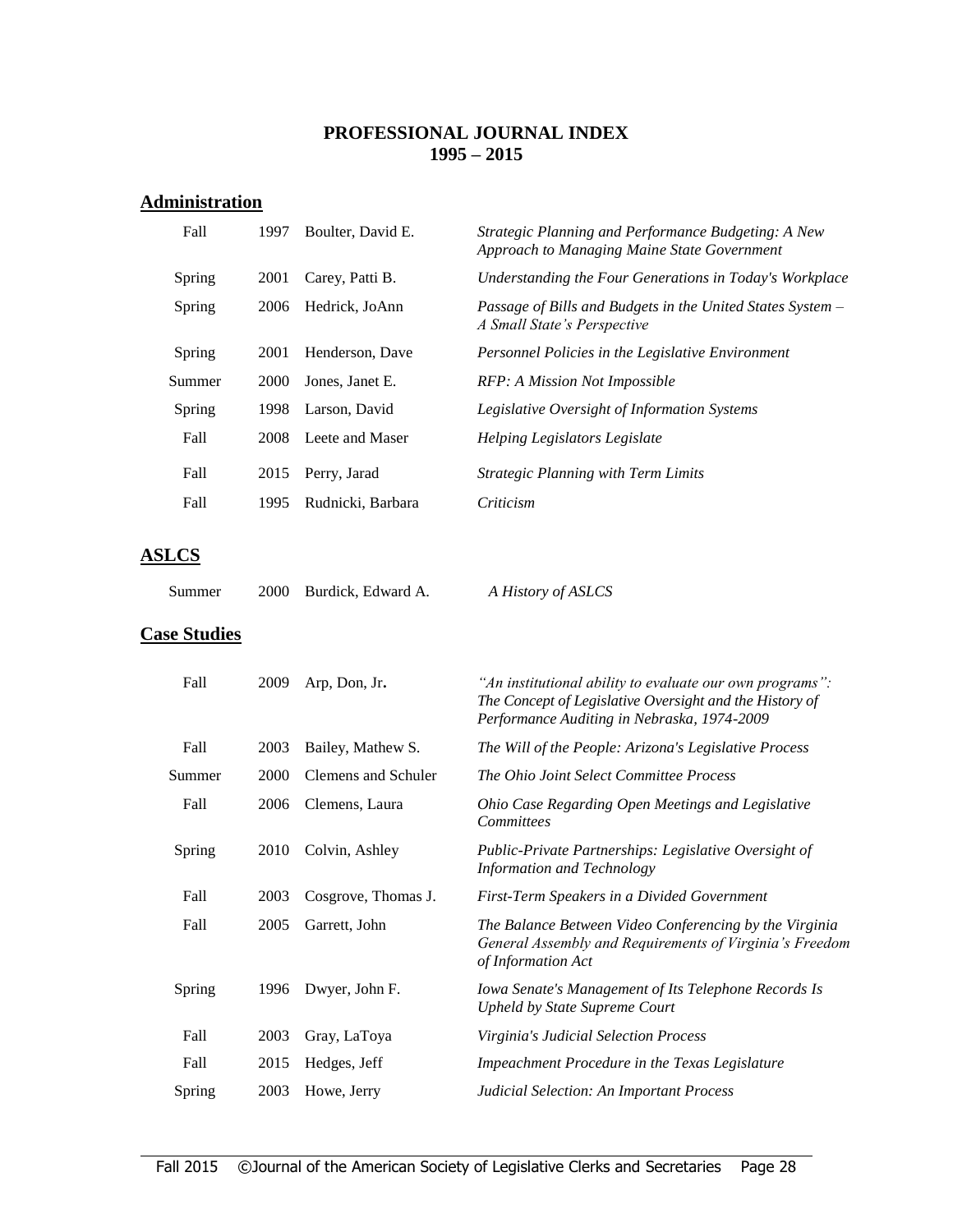# PROFESSIONAL JOURNAL INDEX
# 1995 – 2015

## Administration

| | | | |
|---|---|---|---|
| Fall | 1997 | Boulter, David E. | *Strategic Planning and Performance Budgeting: A New Approach to Managing Maine State Government* |
| Spring | 2001 | Carey, Patti B. | *Understanding the Four Generations in Today's Workplace* |
| Spring | 2006 | Hedrick, JoAnn | *Passage of Bills and Budgets in the United States System – A Small State's Perspective* |
| Spring | 2001 | Henderson, Dave | *Personnel Policies in the Legislative Environment* |
| Summer | 2000 | Jones, Janet E. | *RFP: A Mission Not Impossible* |
| Spring | 1998 | Larson, David | *Legislative Oversight of Information Systems* |
| Fall | 2008 | Leete and Maser | *Helping Legislators Legislate* |
| Fall | 2015 | Perry, Jarad | *Strategic Planning with Term Limits* |
| Fall | 1995 | Rudnicki, Barbara | *Criticism* |

## ASLCS

| | | | |
|---|---|---|---|
| Summer | 2000 | Burdick, Edward A. | *A History of ASLCS* |

## Case Studies

| | | | |
|---|---|---|---|
| Fall | 2009 | Arp, Don, Jr. | *"An institutional ability to evaluate our own programs": The Concept of Legislative Oversight and the History of Performance Auditing in Nebraska, 1974-2009* |
| Fall | 2003 | Bailey, Mathew S. | *The Will of the People: Arizona's Legislative Process* |
| Summer | 2000 | Clemens and Schuler | *The Ohio Joint Select Committee Process* |
| Fall | 2006 | Clemens, Laura | *Ohio Case Regarding Open Meetings and Legislative Committees* |
| Spring | 2010 | Colvin, Ashley | *Public-Private Partnerships: Legislative Oversight of Information and Technology* |
| Fall | 2003 | Cosgrove, Thomas J. | *First-Term Speakers in a Divided Government* |
| Fall | 2005 | Garrett, John | *The Balance Between Video Conferencing by the Virginia General Assembly and Requirements of Virginia's Freedom of Information Act* |
| Spring | 1996 | Dwyer, John F. | *Iowa Senate's Management of Its Telephone Records Is Upheld by State Supreme Court* |
| Fall | 2003 | Gray, LaToya | *Virginia's Judicial Selection Process* |
| Fall | 2015 | Hedges, Jeff | *Impeachment Procedure in the Texas Legislature* |
| Spring | 2003 | Howe, Jerry | *Judicial Selection: An Important Process* |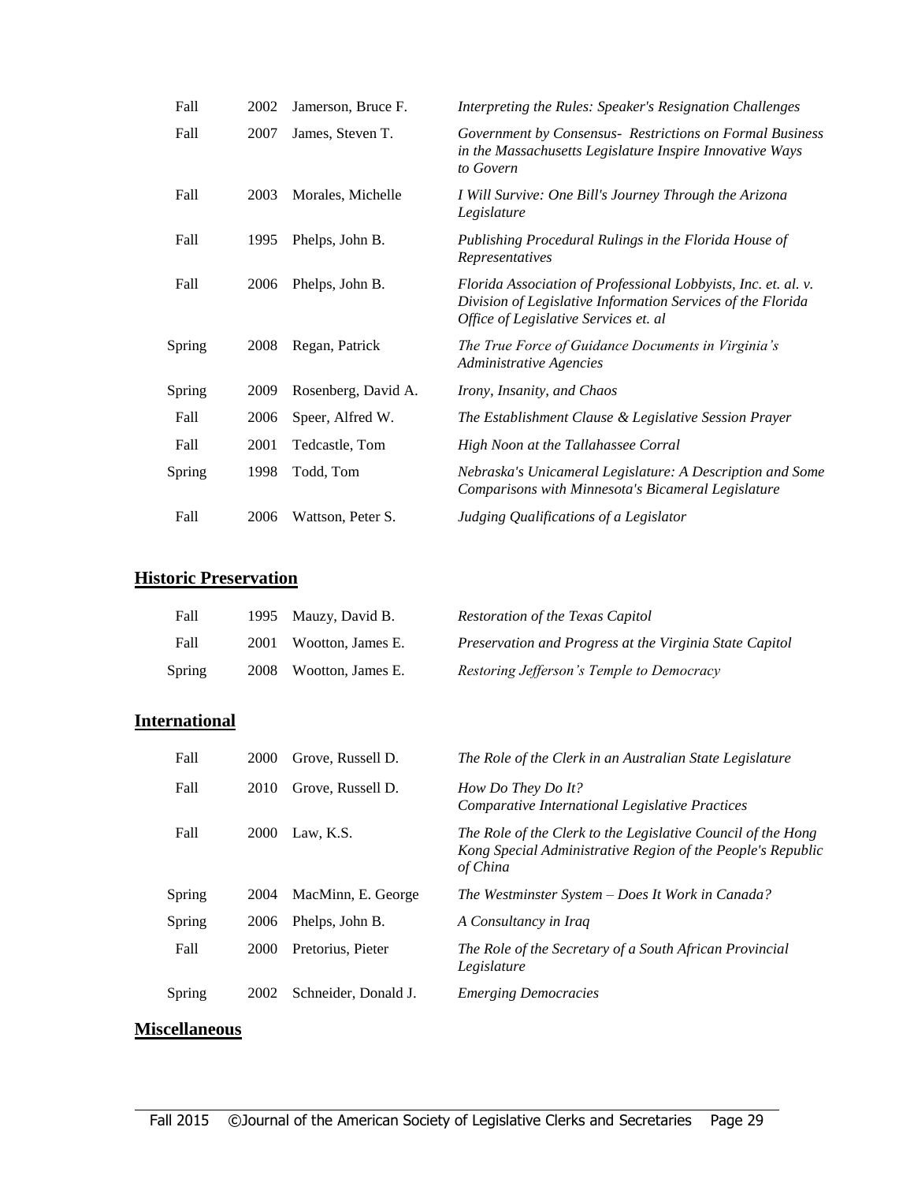| | | | |
|---|---|---|---|
| Fall | 2002 | Jamerson, Bruce F. | *Interpreting the Rules: Speaker's Resignation Challenges* |
| Fall | 2007 | James, Steven T. | *Government by Consensus- Restrictions on Formal Business in the Massachusetts Legislature Inspire Innovative Ways to Govern* |
| Fall | 2003 | Morales, Michelle | *I Will Survive: One Bill's Journey Through the Arizona Legislature* |
| Fall | 1995 | Phelps, John B. | *Publishing Procedural Rulings in the Florida House of Representatives* |
| Fall | 2006 | Phelps, John B. | *Florida Association of Professional Lobbyists, Inc. et. al. v. Division of Legislative Information Services of the Florida Office of Legislative Services et. al* |
| Spring | 2008 | Regan, Patrick | *The True Force of Guidance Documents in Virginia's Administrative Agencies* |
| Spring | 2009 | Rosenberg, David A. | *Irony, Insanity, and Chaos* |
| Fall | 2006 | Speer, Alfred W. | *The Establishment Clause & Legislative Session Prayer* |
| Fall | 2001 | Tedcastle, Tom | *High Noon at the Tallahassee Corral* |
| Spring | 1998 | Todd, Tom | *Nebraska's Unicameral Legislature: A Description and Some Comparisons with Minnesota's Bicameral Legislature* |
| Fall | 2006 | Wattson, Peter S. | *Judging Qualifications of a Legislator* |

## Historic Preservation

| | | | |
|---|---|---|---|
| Fall | 1995 | Mauzy, David B. | *Restoration of the Texas Capitol* |
| Fall | 2001 | Wootton, James E. | *Preservation and Progress at the Virginia State Capitol* |
| Spring | 2008 | Wootton, James E. | *Restoring Jefferson's Temple to Democracy* |

## International

| | | | |
|---|---|---|---|
| Fall | 2000 | Grove, Russell D. | *The Role of the Clerk in an Australian State Legislature* |
| Fall | 2010 | Grove, Russell D. | *How Do They Do It? Comparative International Legislative Practices* |
| Fall | 2000 | Law, K.S. | *The Role of the Clerk to the Legislative Council of the Hong Kong Special Administrative Region of the People's Republic of China* |
| Spring | 2004 | MacMinn, E. George | *The Westminster System – Does It Work in Canada?* |
| Spring | 2006 | Phelps, John B. | *A Consultancy in Iraq* |
| Fall | 2000 | Pretorius, Pieter | *The Role of the Secretary of a South African Provincial Legislature* |
| Spring | 2002 | Schneider, Donald J. | *Emerging Democracies* |

## Miscellaneous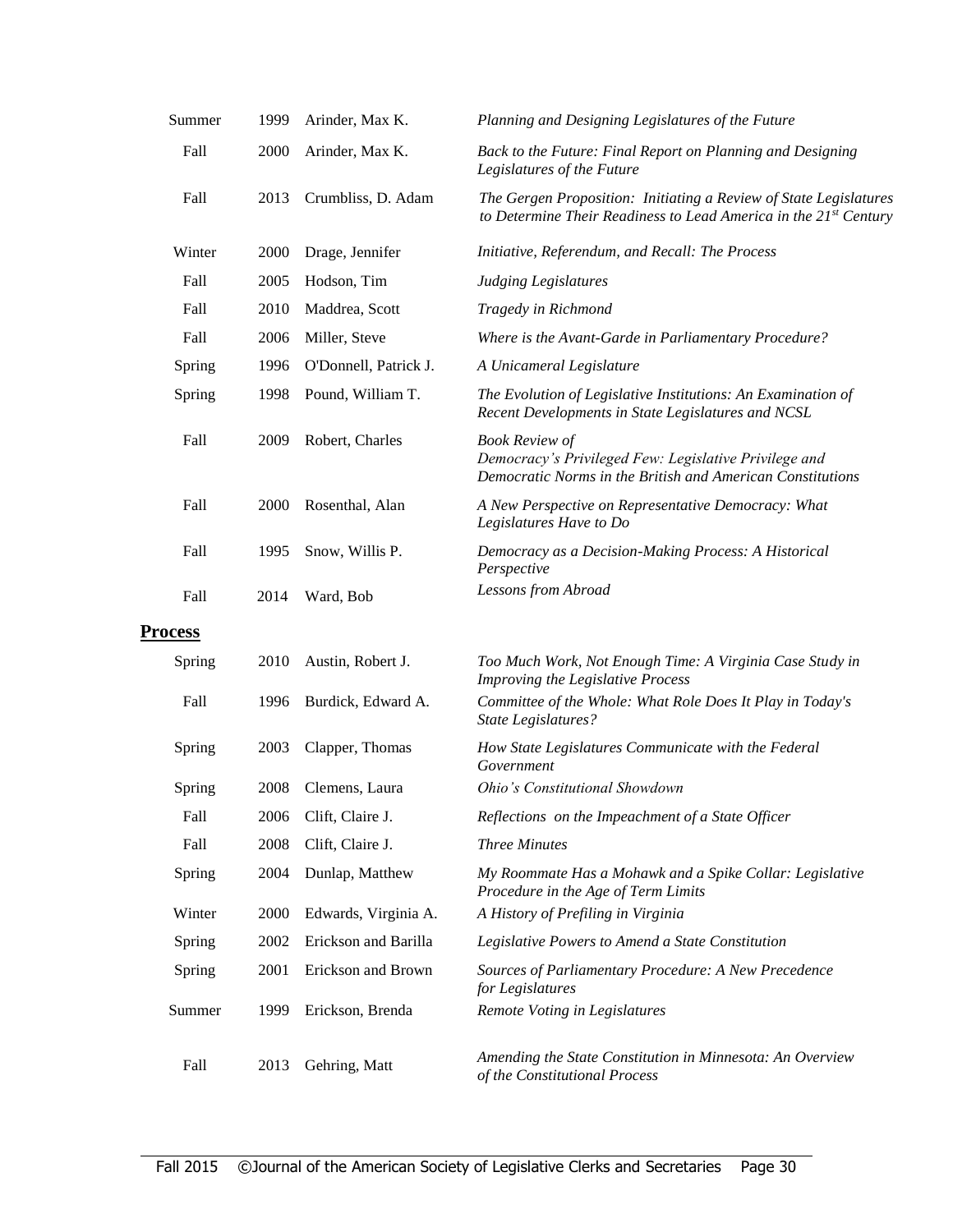| | | | |
|---|---|---|---|
| Summer | 1999 | Arinder, Max K. | *Planning and Designing Legislatures of the Future* |
| Fall | 2000 | Arinder, Max K. | *Back to the Future: Final Report on Planning and Designing Legislatures of the Future* |
| Fall | 2013 | Crumbliss, D. Adam | *The Gergen Proposition: Initiating a Review of State Legislatures to Determine Their Readiness to Lead America in the 21st Century* |
| Winter | 2000 | Drage, Jennifer | *Initiative, Referendum, and Recall: The Process* |
| Fall | 2005 | Hodson, Tim | *Judging Legislatures* |
| Fall | 2010 | Maddrea, Scott | *Tragedy in Richmond* |
| Fall | 2006 | Miller, Steve | *Where is the Avant-Garde in Parliamentary Procedure?* |
| Spring | 1996 | O'Donnell, Patrick J. | *A Unicameral Legislature* |
| Spring | 1998 | Pound, William T. | *The Evolution of Legislative Institutions: An Examination of Recent Developments in State Legislatures and NCSL* |
| Fall | 2009 | Robert, Charles | *Book Review of Democracy's Privileged Few: Legislative Privilege and Democratic Norms in the British and American Constitutions* |
| Fall | 2000 | Rosenthal, Alan | *A New Perspective on Representative Democracy: What Legislatures Have to Do* |
| Fall | 1995 | Snow, Willis P. | *Democracy as a Decision-Making Process: A Historical Perspective* |
| Fall | 2014 | Ward, Bob | *Lessons from Abroad* |

## **Process**

| | | | |
|---|---|---|---|
| Spring | 2010 | Austin, Robert J. | *Too Much Work, Not Enough Time: A Virginia Case Study in Improving the Legislative Process* |
| Fall | 1996 | Burdick, Edward A. | *Committee of the Whole: What Role Does It Play in Today's State Legislatures?* |
| Spring | 2003 | Clapper, Thomas | *How State Legislatures Communicate with the Federal Government* |
| Spring | 2008 | Clemens, Laura | *Ohio's Constitutional Showdown* |
| Fall | 2006 | Clift, Claire J. | *Reflections on the Impeachment of a State Officer* |
| Fall | 2008 | Clift, Claire J. | *Three Minutes* |
| Spring | 2004 | Dunlap, Matthew | *My Roommate Has a Mohawk and a Spike Collar: Legislative Procedure in the Age of Term Limits* |
| Winter | 2000 | Edwards, Virginia A. | *A History of Prefiling in Virginia* |
| Spring | 2002 | Erickson and Barilla | *Legislative Powers to Amend a State Constitution* |
| Spring | 2001 | Erickson and Brown | *Sources of Parliamentary Procedure: A New Precedence for Legislatures* |
| Summer | 1999 | Erickson, Brenda | *Remote Voting in Legislatures* |
| Fall | 2013 | Gehring, Matt | *Amending the State Constitution in Minnesota: An Overview of the Constitutional Process* |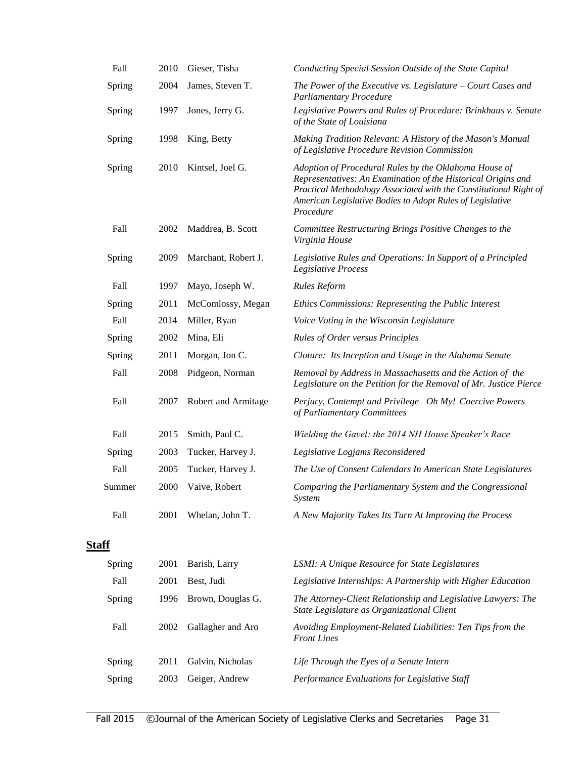| | | | |
|---|---|---|---|
| Fall | 2010 | Gieser, Tisha | *Conducting Special Session Outside of the State Capital* |
| Spring | 2004 | James, Steven T. | *The Power of the Executive vs. Legislature – Court Cases and Parliamentary Procedure* |
| Spring | 1997 | Jones, Jerry G. | *Legislative Powers and Rules of Procedure: Brinkhaus v. Senate of the State of Louisiana* |
| Spring | 1998 | King, Betty | *Making Tradition Relevant: A History of the Mason's Manual of Legislative Procedure Revision Commission* |
| Spring | 2010 | Kintsel, Joel G. | *Adoption of Procedural Rules by the Oklahoma House of Representatives: An Examination of the Historical Origins and Practical Methodology Associated with the Constitutional Right of American Legislative Bodies to Adopt Rules of Legislative Procedure* |
| Fall | 2002 | Maddrea, B. Scott | *Committee Restructuring Brings Positive Changes to the Virginia House* |
| Spring | 2009 | Marchant, Robert J. | *Legislative Rules and Operations: In Support of a Principled Legislative Process* |
| Fall | 1997 | Mayo, Joseph W. | *Rules Reform* |
| Spring | 2011 | McComlossy, Megan | *Ethics Commissions: Representing the Public Interest* |
| Fall | 2014 | Miller, Ryan | *Voice Voting in the Wisconsin Legislature* |
| Spring | 2002 | Mina, Eli | *Rules of Order versus Principles* |
| Spring | 2011 | Morgan, Jon C. | *Cloture: Its Inception and Usage in the Alabama Senate* |
| Fall | 2008 | Pidgeon, Norman | *Removal by Address in Massachusetts and the Action of the Legislature on the Petition for the Removal of Mr. Justice Pierce* |
| Fall | 2007 | Robert and Armitage | *Perjury, Contempt and Privilege –Oh My! Coercive Powers of Parliamentary Committees* |
| Fall | 2015 | Smith, Paul C. | *Wielding the Gavel: the 2014 NH House Speaker's Race* |
| Spring | 2003 | Tucker, Harvey J. | *Legislative Logjams Reconsidered* |
| Fall | 2005 | Tucker, Harvey J. | *The Use of Consent Calendars In American State Legislatures* |
| Summer | 2000 | Vaive, Robert | *Comparing the Parliamentary System and the Congressional System* |
| Fall | 2001 | Whelan, John T. | *A New Majority Takes Its Turn At Improving the Process* |

## **Staff**

| | | | |
|---|---|---|---|
| Spring | 2001 | Barish, Larry | *LSMI: A Unique Resource for State Legislatures* |
| Fall | 2001 | Best, Judi | *Legislative Internships: A Partnership with Higher Education* |
| Spring | 1996 | Brown, Douglas G. | *The Attorney-Client Relationship and Legislative Lawyers: The State Legislature as Organizational Client* |
| Fall | 2002 | Gallagher and Aro | *Avoiding Employment-Related Liabilities: Ten Tips from the Front Lines* |
| Spring | 2011 | Galvin, Nicholas | *Life Through the Eyes of a Senate Intern* |
| Spring | 2003 | Geiger, Andrew | *Performance Evaluations for Legislative Staff* |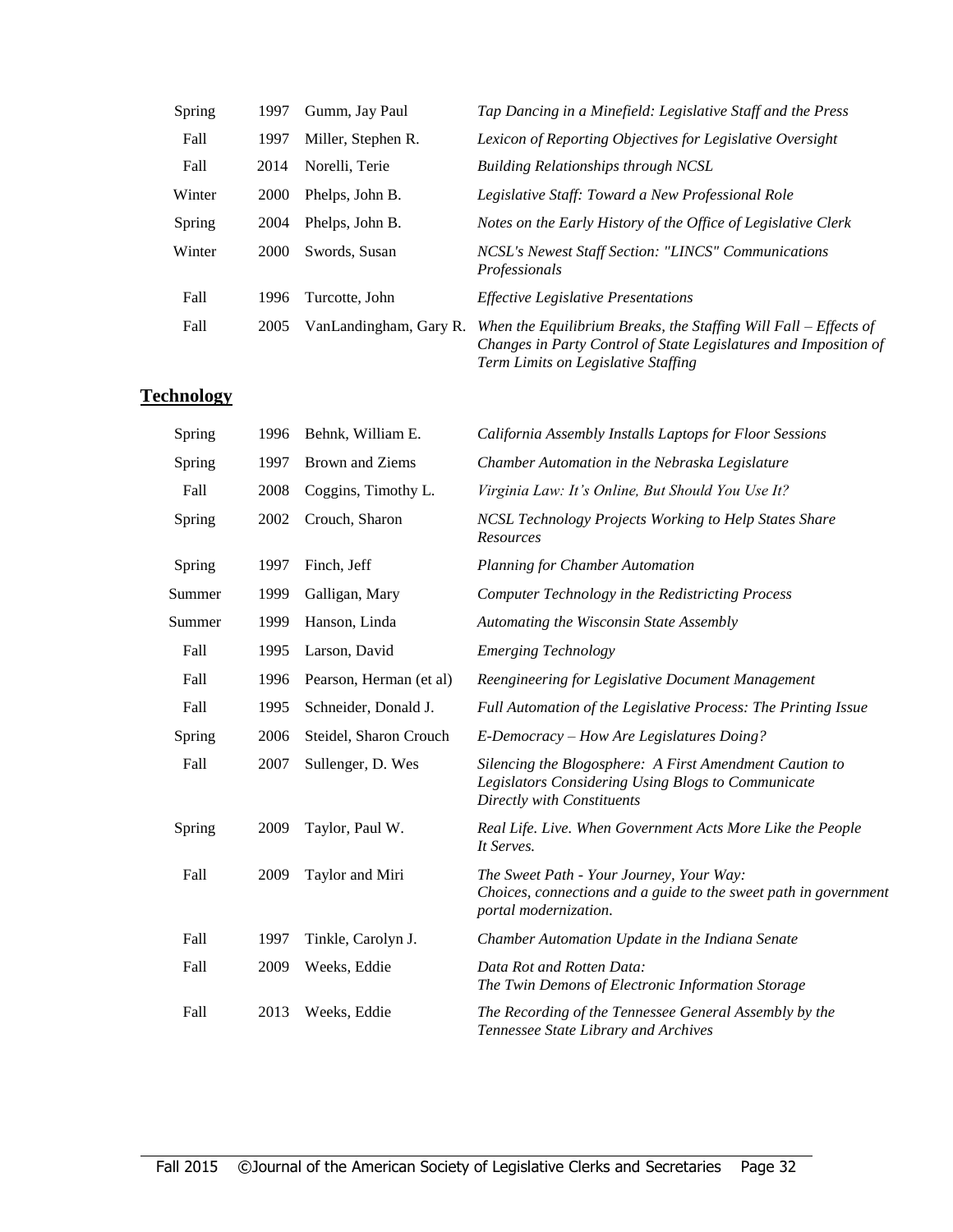| | | | |
|---|---|---|---|
| Spring | 1997 | Gumm, Jay Paul | *Tap Dancing in a Minefield: Legislative Staff and the Press* |
| Fall | 1997 | Miller, Stephen R. | *Lexicon of Reporting Objectives for Legislative Oversight* |
| Fall | 2014 | Norelli, Terie | *Building Relationships through NCSL* |
| Winter | 2000 | Phelps, John B. | *Legislative Staff: Toward a New Professional Role* |
| Spring | 2004 | Phelps, John B. | *Notes on the Early History of the Office of Legislative Clerk* |
| Winter | 2000 | Swords, Susan | *NCSL's Newest Staff Section: "LINCS" Communications Professionals* |
| Fall | 1996 | Turcotte, John | *Effective Legislative Presentations* |
| Fall | 2005 | VanLandingham, Gary R. | *When the Equilibrium Breaks, the Staffing Will Fall – Effects of Changes in Party Control of State Legislatures and Imposition of Term Limits on Legislative Staffing* |

## Technology

| | | | |
|---|---|---|---|
| Spring | 1996 | Behnk, William E. | *California Assembly Installs Laptops for Floor Sessions* |
| Spring | 1997 | Brown and Ziems | *Chamber Automation in the Nebraska Legislature* |
| Fall | 2008 | Coggins, Timothy L. | *Virginia Law: It's Online, But Should You Use It?* |
| Spring | 2002 | Crouch, Sharon | *NCSL Technology Projects Working to Help States Share Resources* |
| Spring | 1997 | Finch, Jeff | *Planning for Chamber Automation* |
| Summer | 1999 | Galligan, Mary | *Computer Technology in the Redistricting Process* |
| Summer | 1999 | Hanson, Linda | *Automating the Wisconsin State Assembly* |
| Fall | 1995 | Larson, David | *Emerging Technology* |
| Fall | 1996 | Pearson, Herman (et al) | *Reengineering for Legislative Document Management* |
| Fall | 1995 | Schneider, Donald J. | *Full Automation of the Legislative Process: The Printing Issue* |
| Spring | 2006 | Steidel, Sharon Crouch | *E-Democracy – How Are Legislatures Doing?* |
| Fall | 2007 | Sullenger, D. Wes | *Silencing the Blogosphere: A First Amendment Caution to Legislators Considering Using Blogs to Communicate Directly with Constituents* |
| Spring | 2009 | Taylor, Paul W. | *Real Life. Live. When Government Acts More Like the People It Serves.* |
| Fall | 2009 | Taylor and Miri | *The Sweet Path - Your Journey, Your Way: Choices, connections and a guide to the sweet path in government portal modernization.* |
| Fall | 1997 | Tinkle, Carolyn J. | *Chamber Automation Update in the Indiana Senate* |
| Fall | 2009 | Weeks, Eddie | *Data Rot and Rotten Data: The Twin Demons of Electronic Information Storage* |
| Fall | 2013 | Weeks, Eddie | *The Recording of the Tennessee General Assembly by the Tennessee State Library and Archives* |